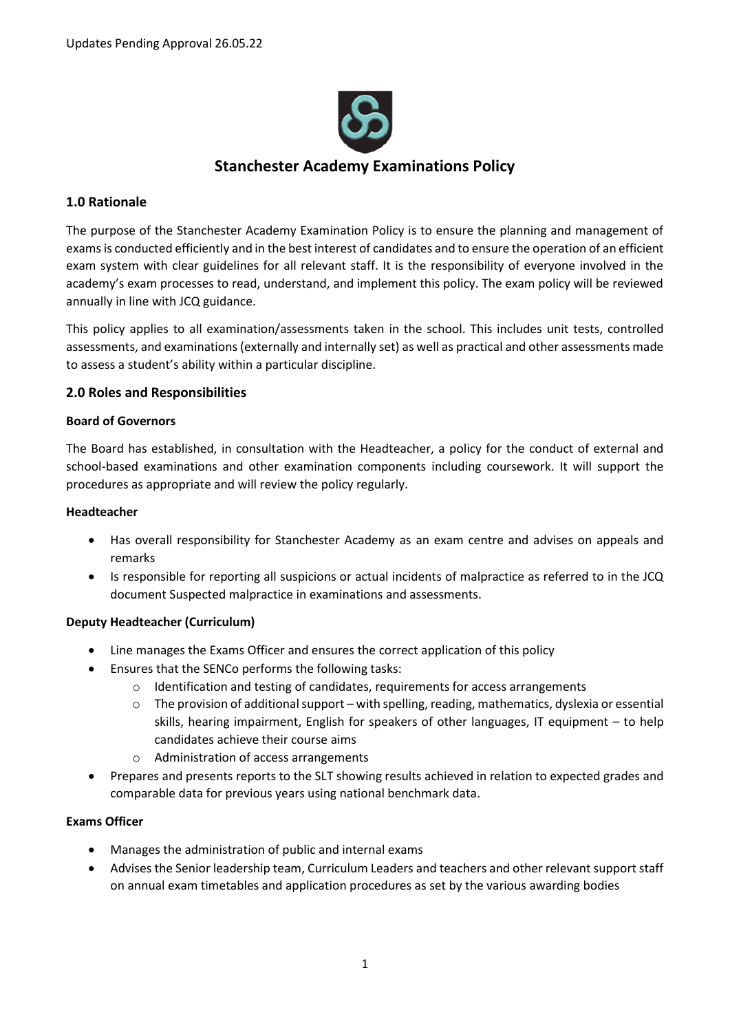Updates Pending Approval 26.05.22

# Stanchester Academy Examinations Policy

## 1.0 Rationale

The purpose of the Stanchester Academy Examination Policy is to ensure the planning and management of exams is conducted efficiently and in the best interest of candidates and to ensure the operation of an efficient exam system with clear guidelines for all relevant staff. It is the responsibility of everyone involved in the academy's exam processes to read, understand, and implement this policy. The exam policy will be reviewed annually in line with JCQ guidance.

This policy applies to all examination/assessments taken in the school. This includes unit tests, controlled assessments, and examinations (externally and internally set) as well as practical and other assessments made to assess a student's ability within a particular discipline.

## 2.0 Roles and Responsibilities

### Board of Governors

The Board has established, in consultation with the Headteacher, a policy for the conduct of external and school-based examinations and other examination components including coursework. It will support the procedures as appropriate and will review the policy regularly.

### Headteacher

- Has overall responsibility for Stanchester Academy as an exam centre and advises on appeals and remarks
- Is responsible for reporting all suspicions or actual incidents of malpractice as referred to in the JCQ document Suspected malpractice in examinations and assessments.

### Deputy Headteacher (Curriculum)

- Line manages the Exams Officer and ensures the correct application of this policy
- Ensures that the SENCo performs the following tasks:
  - Identification and testing of candidates, requirements for access arrangements
  - The provision of additional support – with spelling, reading, mathematics, dyslexia or essential skills, hearing impairment, English for speakers of other languages, IT equipment – to help candidates achieve their course aims
  - Administration of access arrangements
- Prepares and presents reports to the SLT showing results achieved in relation to expected grades and comparable data for previous years using national benchmark data.

### Exams Officer

- Manages the administration of public and internal exams
- Advises the Senior leadership team, Curriculum Leaders and teachers and other relevant support staff on annual exam timetables and application procedures as set by the various awarding bodies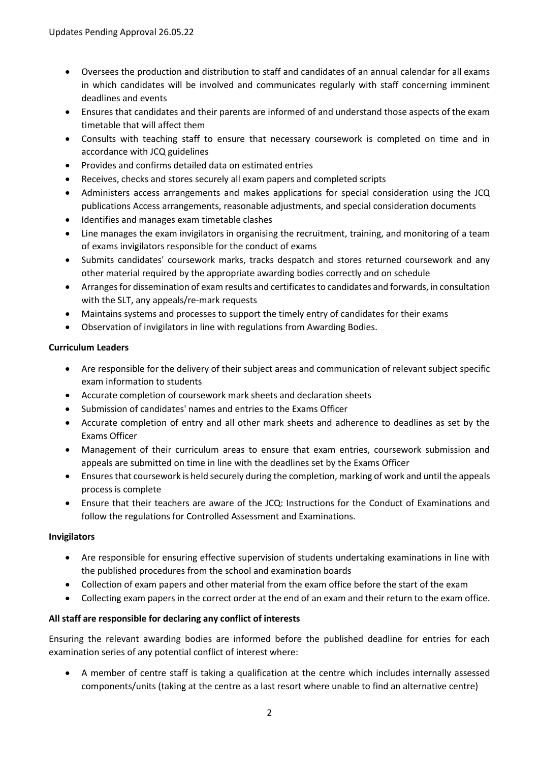- Oversees the production and distribution to staff and candidates of an annual calendar for all exams in which candidates will be involved and communicates regularly with staff concerning imminent deadlines and events
- Ensures that candidates and their parents are informed of and understand those aspects of the exam timetable that will affect them
- Consults with teaching staff to ensure that necessary coursework is completed on time and in accordance with JCQ guidelines
- Provides and confirms detailed data on estimated entries
- Receives, checks and stores securely all exam papers and completed scripts
- Administers access arrangements and makes applications for special consideration using the JCQ publications Access arrangements, reasonable adjustments, and special consideration documents
- Identifies and manages exam timetable clashes
- Line manages the exam invigilators in organising the recruitment, training, and monitoring of a team of exams invigilators responsible for the conduct of exams
- Submits candidates' coursework marks, tracks despatch and stores returned coursework and any other material required by the appropriate awarding bodies correctly and on schedule
- Arranges for dissemination of exam results and certificates to candidates and forwards, in consultation with the SLT, any appeals/re-mark requests
- Maintains systems and processes to support the timely entry of candidates for their exams
- Observation of invigilators in line with regulations from Awarding Bodies.

**Curriculum Leaders**

- Are responsible for the delivery of their subject areas and communication of relevant subject specific exam information to students
- Accurate completion of coursework mark sheets and declaration sheets
- Submission of candidates' names and entries to the Exams Officer
- Accurate completion of entry and all other mark sheets and adherence to deadlines as set by the Exams Officer
- Management of their curriculum areas to ensure that exam entries, coursework submission and appeals are submitted on time in line with the deadlines set by the Exams Officer
- Ensures that coursework is held securely during the completion, marking of work and until the appeals process is complete
- Ensure that their teachers are aware of the JCQ: Instructions for the Conduct of Examinations and follow the regulations for Controlled Assessment and Examinations.

**Invigilators**

- Are responsible for ensuring effective supervision of students undertaking examinations in line with the published procedures from the school and examination boards
- Collection of exam papers and other material from the exam office before the start of the exam
- Collecting exam papers in the correct order at the end of an exam and their return to the exam office.

**All staff are responsible for declaring any conflict of interests**

Ensuring the relevant awarding bodies are informed before the published deadline for entries for each examination series of any potential conflict of interest where:

- A member of centre staff is taking a qualification at the centre which includes internally assessed components/units (taking at the centre as a last resort where unable to find an alternative centre)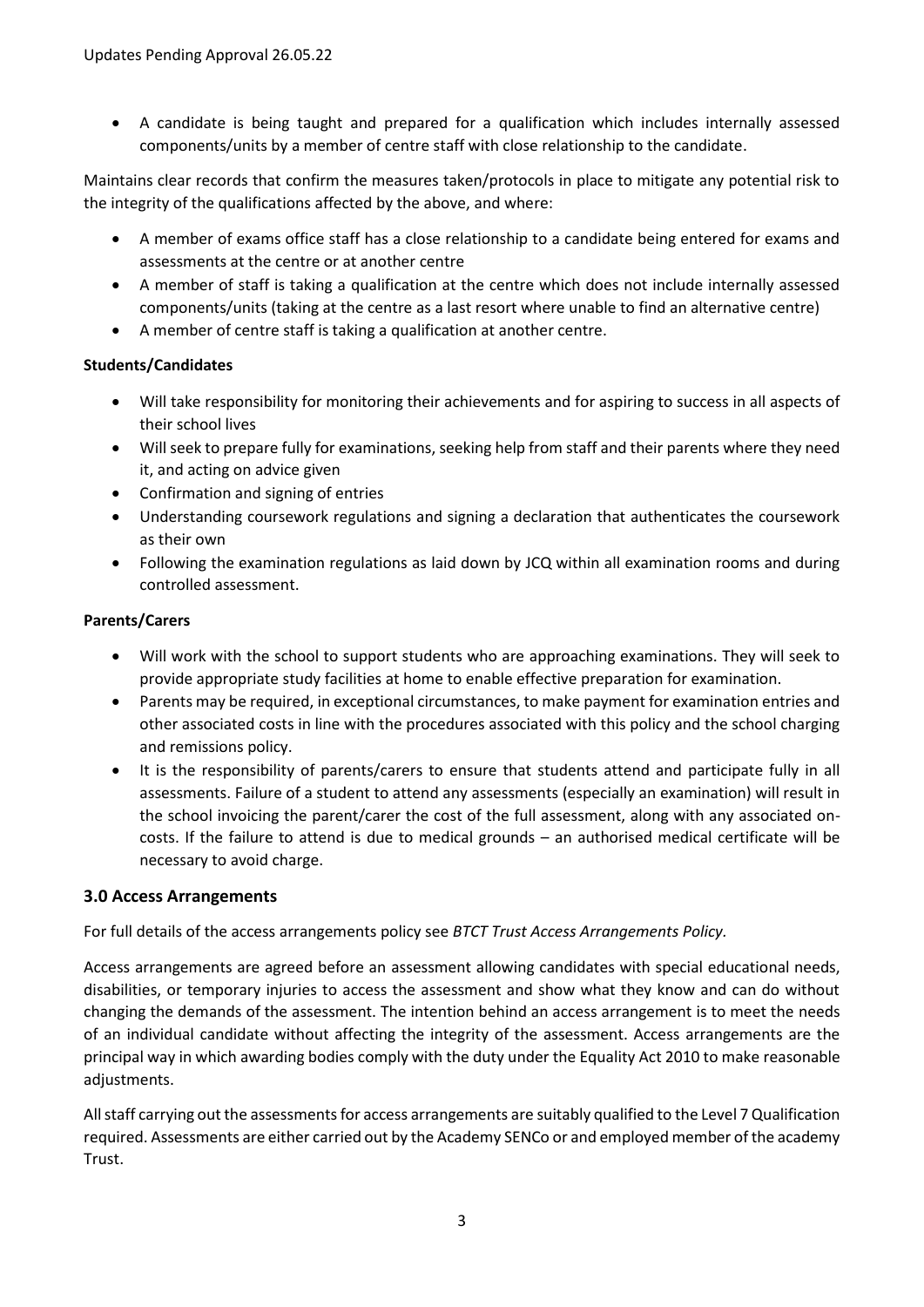- A candidate is being taught and prepared for a qualification which includes internally assessed components/units by a member of centre staff with close relationship to the candidate.

Maintains clear records that confirm the measures taken/protocols in place to mitigate any potential risk to the integrity of the qualifications affected by the above, and where:

- A member of exams office staff has a close relationship to a candidate being entered for exams and assessments at the centre or at another centre
- A member of staff is taking a qualification at the centre which does not include internally assessed components/units (taking at the centre as a last resort where unable to find an alternative centre)
- A member of centre staff is taking a qualification at another centre.

**Students/Candidates**

- Will take responsibility for monitoring their achievements and for aspiring to success in all aspects of their school lives
- Will seek to prepare fully for examinations, seeking help from staff and their parents where they need it, and acting on advice given
- Confirmation and signing of entries
- Understanding coursework regulations and signing a declaration that authenticates the coursework as their own
- Following the examination regulations as laid down by JCQ within all examination rooms and during controlled assessment.

**Parents/Carers**

- Will work with the school to support students who are approaching examinations. They will seek to provide appropriate study facilities at home to enable effective preparation for examination.
- Parents may be required, in exceptional circumstances, to make payment for examination entries and other associated costs in line with the procedures associated with this policy and the school charging and remissions policy.
- It is the responsibility of parents/carers to ensure that students attend and participate fully in all assessments. Failure of a student to attend any assessments (especially an examination) will result in the school invoicing the parent/carer the cost of the full assessment, along with any associated on-costs. If the failure to attend is due to medical grounds – an authorised medical certificate will be necessary to avoid charge.

## 3.0 Access Arrangements

For full details of the access arrangements policy see *BTCT Trust Access Arrangements Policy.*

Access arrangements are agreed before an assessment allowing candidates with special educational needs, disabilities, or temporary injuries to access the assessment and show what they know and can do without changing the demands of the assessment. The intention behind an access arrangement is to meet the needs of an individual candidate without affecting the integrity of the assessment. Access arrangements are the principal way in which awarding bodies comply with the duty under the Equality Act 2010 to make reasonable adjustments.

All staff carrying out the assessments for access arrangements are suitably qualified to the Level 7 Qualification required. Assessments are either carried out by the Academy SENCo or and employed member of the academy Trust.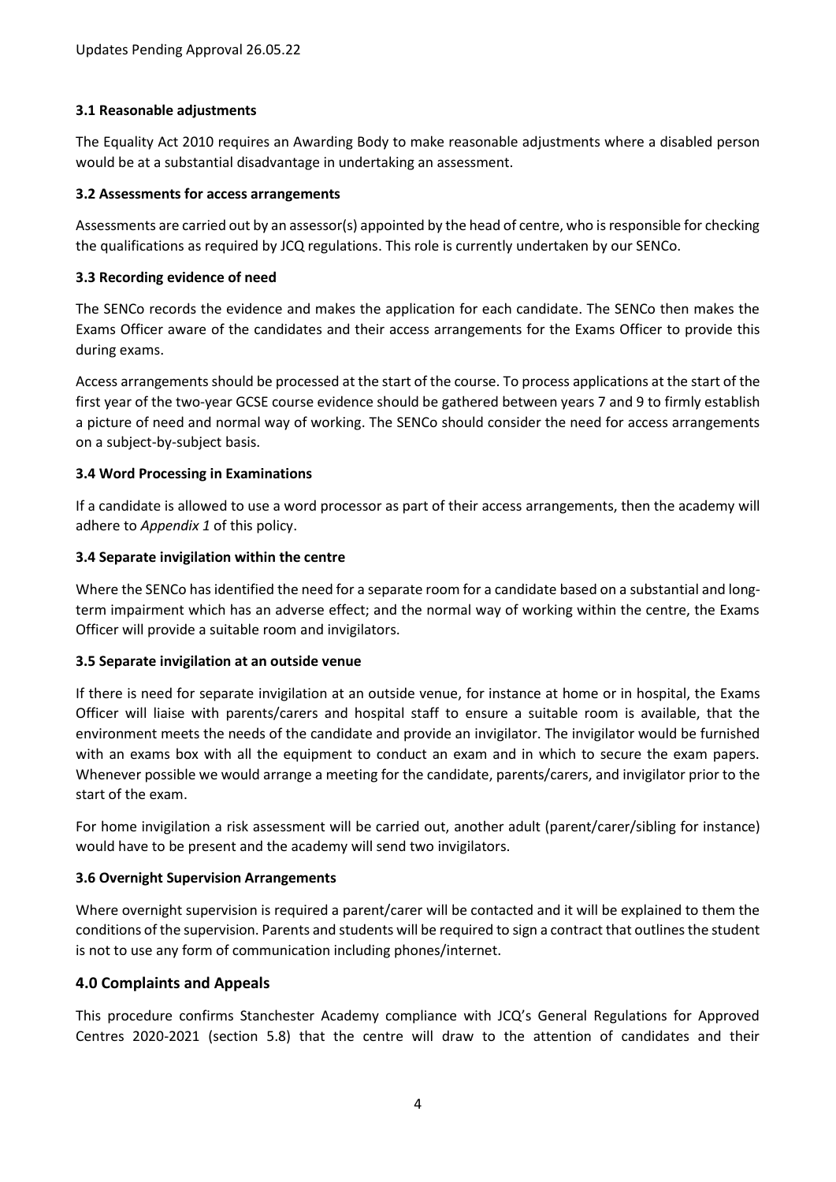### 3.1 Reasonable adjustments

The Equality Act 2010 requires an Awarding Body to make reasonable adjustments where a disabled person would be at a substantial disadvantage in undertaking an assessment.

### 3.2 Assessments for access arrangements

Assessments are carried out by an assessor(s) appointed by the head of centre, who is responsible for checking the qualifications as required by JCQ regulations. This role is currently undertaken by our SENCo.

### 3.3 Recording evidence of need

The SENCo records the evidence and makes the application for each candidate. The SENCo then makes the Exams Officer aware of the candidates and their access arrangements for the Exams Officer to provide this during exams.

Access arrangements should be processed at the start of the course. To process applications at the start of the first year of the two-year GCSE course evidence should be gathered between years 7 and 9 to firmly establish a picture of need and normal way of working. The SENCo should consider the need for access arrangements on a subject-by-subject basis.

### 3.4 Word Processing in Examinations

If a candidate is allowed to use a word processor as part of their access arrangements, then the academy will adhere to *Appendix 1* of this policy.

### 3.4 Separate invigilation within the centre

Where the SENCo has identified the need for a separate room for a candidate based on a substantial and long-term impairment which has an adverse effect; and the normal way of working within the centre, the Exams Officer will provide a suitable room and invigilators.

### 3.5 Separate invigilation at an outside venue

If there is need for separate invigilation at an outside venue, for instance at home or in hospital, the Exams Officer will liaise with parents/carers and hospital staff to ensure a suitable room is available, that the environment meets the needs of the candidate and provide an invigilator. The invigilator would be furnished with an exams box with all the equipment to conduct an exam and in which to secure the exam papers. Whenever possible we would arrange a meeting for the candidate, parents/carers, and invigilator prior to the start of the exam.

For home invigilation a risk assessment will be carried out, another adult (parent/carer/sibling for instance) would have to be present and the academy will send two invigilators.

### 3.6 Overnight Supervision Arrangements

Where overnight supervision is required a parent/carer will be contacted and it will be explained to them the conditions of the supervision. Parents and students will be required to sign a contract that outlines the student is not to use any form of communication including phones/internet.

## 4.0 Complaints and Appeals

This procedure confirms Stanchester Academy compliance with JCQ's General Regulations for Approved Centres 2020-2021 (section 5.8) that the centre will draw to the attention of candidates and their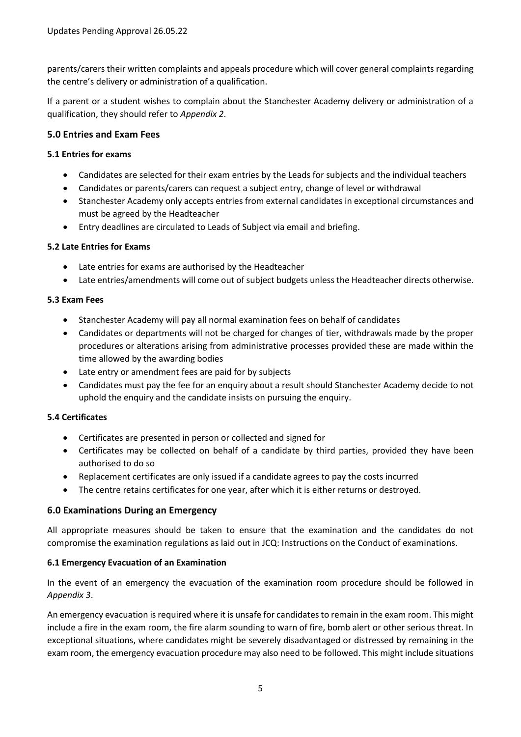parents/carers their written complaints and appeals procedure which will cover general complaints regarding the centre's delivery or administration of a qualification.

If a parent or a student wishes to complain about the Stanchester Academy delivery or administration of a qualification, they should refer to *Appendix 2*.

## 5.0 Entries and Exam Fees

### 5.1 Entries for exams

- Candidates are selected for their exam entries by the Leads for subjects and the individual teachers
- Candidates or parents/carers can request a subject entry, change of level or withdrawal
- Stanchester Academy only accepts entries from external candidates in exceptional circumstances and must be agreed by the Headteacher
- Entry deadlines are circulated to Leads of Subject via email and briefing.

### 5.2 Late Entries for Exams

- Late entries for exams are authorised by the Headteacher
- Late entries/amendments will come out of subject budgets unless the Headteacher directs otherwise.

### 5.3 Exam Fees

- Stanchester Academy will pay all normal examination fees on behalf of candidates
- Candidates or departments will not be charged for changes of tier, withdrawals made by the proper procedures or alterations arising from administrative processes provided these are made within the time allowed by the awarding bodies
- Late entry or amendment fees are paid for by subjects
- Candidates must pay the fee for an enquiry about a result should Stanchester Academy decide to not uphold the enquiry and the candidate insists on pursuing the enquiry.

### 5.4 Certificates

- Certificates are presented in person or collected and signed for
- Certificates may be collected on behalf of a candidate by third parties, provided they have been authorised to do so
- Replacement certificates are only issued if a candidate agrees to pay the costs incurred
- The centre retains certificates for one year, after which it is either returns or destroyed.

## 6.0 Examinations During an Emergency

All appropriate measures should be taken to ensure that the examination and the candidates do not compromise the examination regulations as laid out in JCQ: Instructions on the Conduct of examinations.

### 6.1 Emergency Evacuation of an Examination

In the event of an emergency the evacuation of the examination room procedure should be followed in *Appendix 3*.

An emergency evacuation is required where it is unsafe for candidates to remain in the exam room. This might include a fire in the exam room, the fire alarm sounding to warn of fire, bomb alert or other serious threat. In exceptional situations, where candidates might be severely disadvantaged or distressed by remaining in the exam room, the emergency evacuation procedure may also need to be followed. This might include situations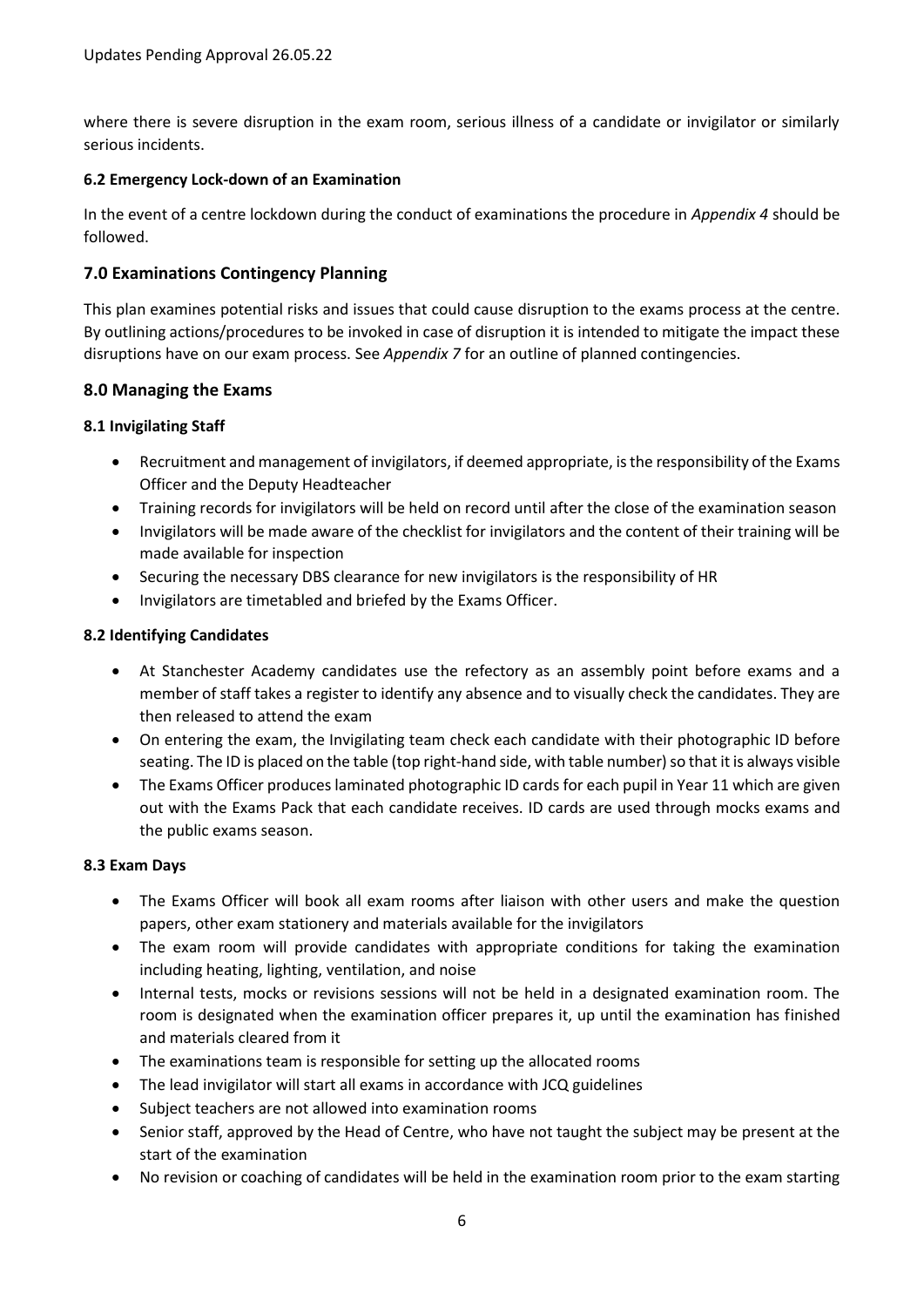where there is severe disruption in the exam room, serious illness of a candidate or invigilator or similarly serious incidents.

### 6.2 Emergency Lock-down of an Examination

In the event of a centre lockdown during the conduct of examinations the procedure in *Appendix 4* should be followed.

## 7.0 Examinations Contingency Planning

This plan examines potential risks and issues that could cause disruption to the exams process at the centre. By outlining actions/procedures to be invoked in case of disruption it is intended to mitigate the impact these disruptions have on our exam process. See *Appendix 7* for an outline of planned contingencies.

## 8.0 Managing the Exams

### 8.1 Invigilating Staff

- Recruitment and management of invigilators, if deemed appropriate, is the responsibility of the Exams Officer and the Deputy Headteacher
- Training records for invigilators will be held on record until after the close of the examination season
- Invigilators will be made aware of the checklist for invigilators and the content of their training will be made available for inspection
- Securing the necessary DBS clearance for new invigilators is the responsibility of HR
- Invigilators are timetabled and briefed by the Exams Officer.

### 8.2 Identifying Candidates

- At Stanchester Academy candidates use the refectory as an assembly point before exams and a member of staff takes a register to identify any absence and to visually check the candidates. They are then released to attend the exam
- On entering the exam, the Invigilating team check each candidate with their photographic ID before seating. The ID is placed on the table (top right-hand side, with table number) so that it is always visible
- The Exams Officer produces laminated photographic ID cards for each pupil in Year 11 which are given out with the Exams Pack that each candidate receives. ID cards are used through mocks exams and the public exams season.

### 8.3 Exam Days

- The Exams Officer will book all exam rooms after liaison with other users and make the question papers, other exam stationery and materials available for the invigilators
- The exam room will provide candidates with appropriate conditions for taking the examination including heating, lighting, ventilation, and noise
- Internal tests, mocks or revisions sessions will not be held in a designated examination room. The room is designated when the examination officer prepares it, up until the examination has finished and materials cleared from it
- The examinations team is responsible for setting up the allocated rooms
- The lead invigilator will start all exams in accordance with JCQ guidelines
- Subject teachers are not allowed into examination rooms
- Senior staff, approved by the Head of Centre, who have not taught the subject may be present at the start of the examination
- No revision or coaching of candidates will be held in the examination room prior to the exam starting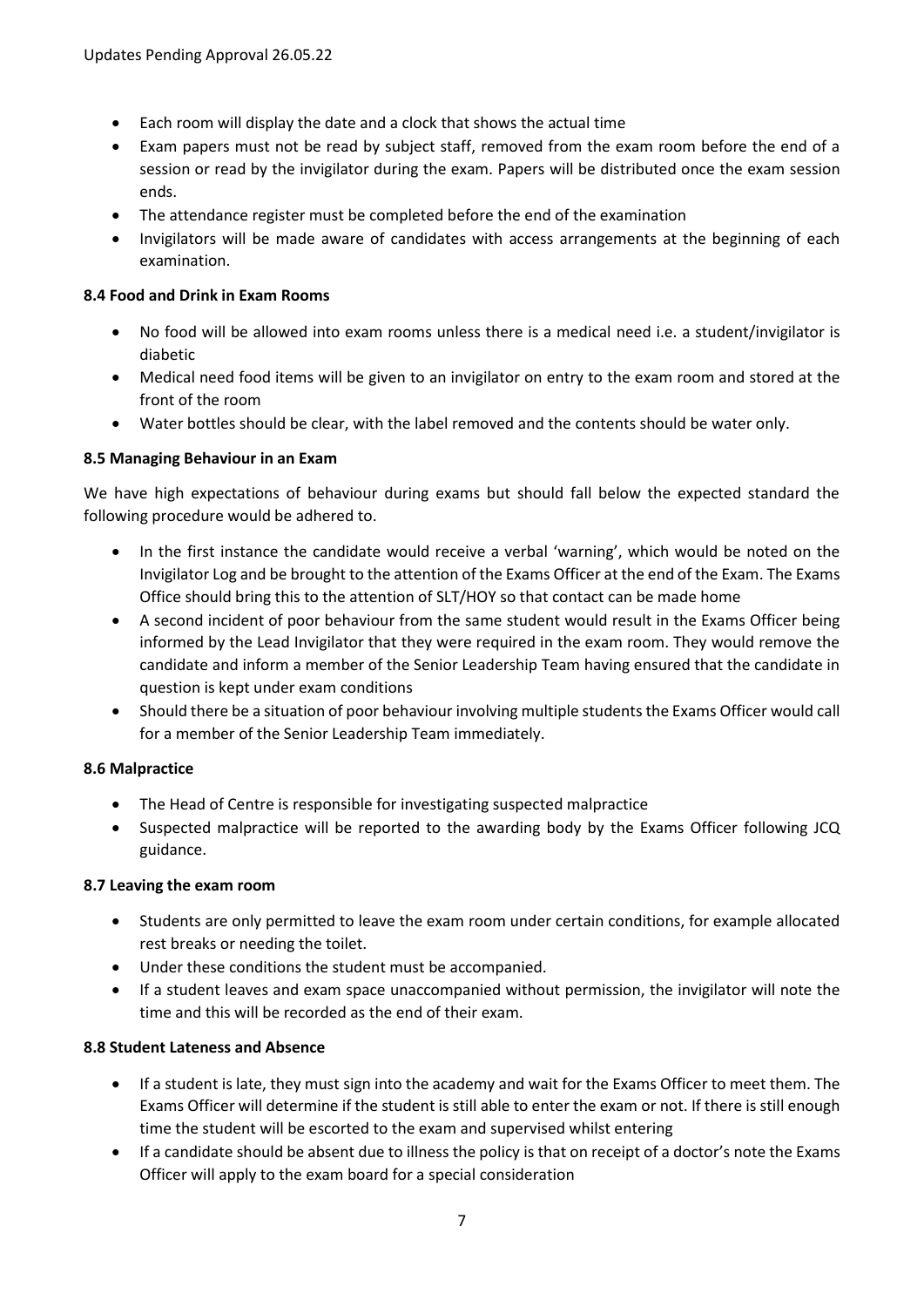- Each room will display the date and a clock that shows the actual time
- Exam papers must not be read by subject staff, removed from the exam room before the end of a session or read by the invigilator during the exam. Papers will be distributed once the exam session ends.
- The attendance register must be completed before the end of the examination
- Invigilators will be made aware of candidates with access arrangements at the beginning of each examination.

**8.4 Food and Drink in Exam Rooms**

- No food will be allowed into exam rooms unless there is a medical need i.e. a student/invigilator is diabetic
- Medical need food items will be given to an invigilator on entry to the exam room and stored at the front of the room
- Water bottles should be clear, with the label removed and the contents should be water only.

**8.5 Managing Behaviour in an Exam**

We have high expectations of behaviour during exams but should fall below the expected standard the following procedure would be adhered to.

- In the first instance the candidate would receive a verbal 'warning', which would be noted on the Invigilator Log and be brought to the attention of the Exams Officer at the end of the Exam. The Exams Office should bring this to the attention of SLT/HOY so that contact can be made home
- A second incident of poor behaviour from the same student would result in the Exams Officer being informed by the Lead Invigilator that they were required in the exam room. They would remove the candidate and inform a member of the Senior Leadership Team having ensured that the candidate in question is kept under exam conditions
- Should there be a situation of poor behaviour involving multiple students the Exams Officer would call for a member of the Senior Leadership Team immediately.

**8.6 Malpractice**

- The Head of Centre is responsible for investigating suspected malpractice
- Suspected malpractice will be reported to the awarding body by the Exams Officer following JCQ guidance.

**8.7 Leaving the exam room**

- Students are only permitted to leave the exam room under certain conditions, for example allocated rest breaks or needing the toilet.
- Under these conditions the student must be accompanied.
- If a student leaves and exam space unaccompanied without permission, the invigilator will note the time and this will be recorded as the end of their exam.

**8.8 Student Lateness and Absence**

- If a student is late, they must sign into the academy and wait for the Exams Officer to meet them. The Exams Officer will determine if the student is still able to enter the exam or not. If there is still enough time the student will be escorted to the exam and supervised whilst entering
- If a candidate should be absent due to illness the policy is that on receipt of a doctor's note the Exams Officer will apply to the exam board for a special consideration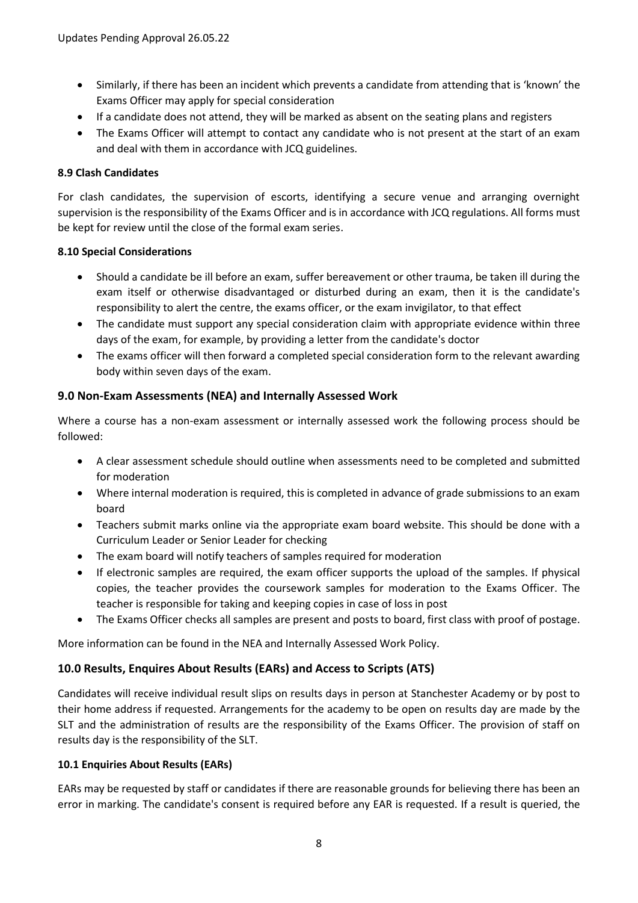- Similarly, if there has been an incident which prevents a candidate from attending that is 'known' the Exams Officer may apply for special consideration
- If a candidate does not attend, they will be marked as absent on the seating plans and registers
- The Exams Officer will attempt to contact any candidate who is not present at the start of an exam and deal with them in accordance with JCQ guidelines.

**8.9 Clash Candidates**

For clash candidates, the supervision of escorts, identifying a secure venue and arranging overnight supervision is the responsibility of the Exams Officer and is in accordance with JCQ regulations. All forms must be kept for review until the close of the formal exam series.

**8.10 Special Considerations**

- Should a candidate be ill before an exam, suffer bereavement or other trauma, be taken ill during the exam itself or otherwise disadvantaged or disturbed during an exam, then it is the candidate's responsibility to alert the centre, the exams officer, or the exam invigilator, to that effect
- The candidate must support any special consideration claim with appropriate evidence within three days of the exam, for example, by providing a letter from the candidate's doctor
- The exams officer will then forward a completed special consideration form to the relevant awarding body within seven days of the exam.

## 9.0 Non-Exam Assessments (NEA) and Internally Assessed Work

Where a course has a non-exam assessment or internally assessed work the following process should be followed:

- A clear assessment schedule should outline when assessments need to be completed and submitted for moderation
- Where internal moderation is required, this is completed in advance of grade submissions to an exam board
- Teachers submit marks online via the appropriate exam board website. This should be done with a Curriculum Leader or Senior Leader for checking
- The exam board will notify teachers of samples required for moderation
- If electronic samples are required, the exam officer supports the upload of the samples. If physical copies, the teacher provides the coursework samples for moderation to the Exams Officer. The teacher is responsible for taking and keeping copies in case of loss in post
- The Exams Officer checks all samples are present and posts to board, first class with proof of postage.

More information can be found in the NEA and Internally Assessed Work Policy.

## 10.0 Results, Enquires About Results (EARs) and Access to Scripts (ATS)

Candidates will receive individual result slips on results days in person at Stanchester Academy or by post to their home address if requested. Arrangements for the academy to be open on results day are made by the SLT and the administration of results are the responsibility of the Exams Officer. The provision of staff on results day is the responsibility of the SLT.

**10.1 Enquiries About Results (EARs)**

EARs may be requested by staff or candidates if there are reasonable grounds for believing there has been an error in marking. The candidate's consent is required before any EAR is requested. If a result is queried, the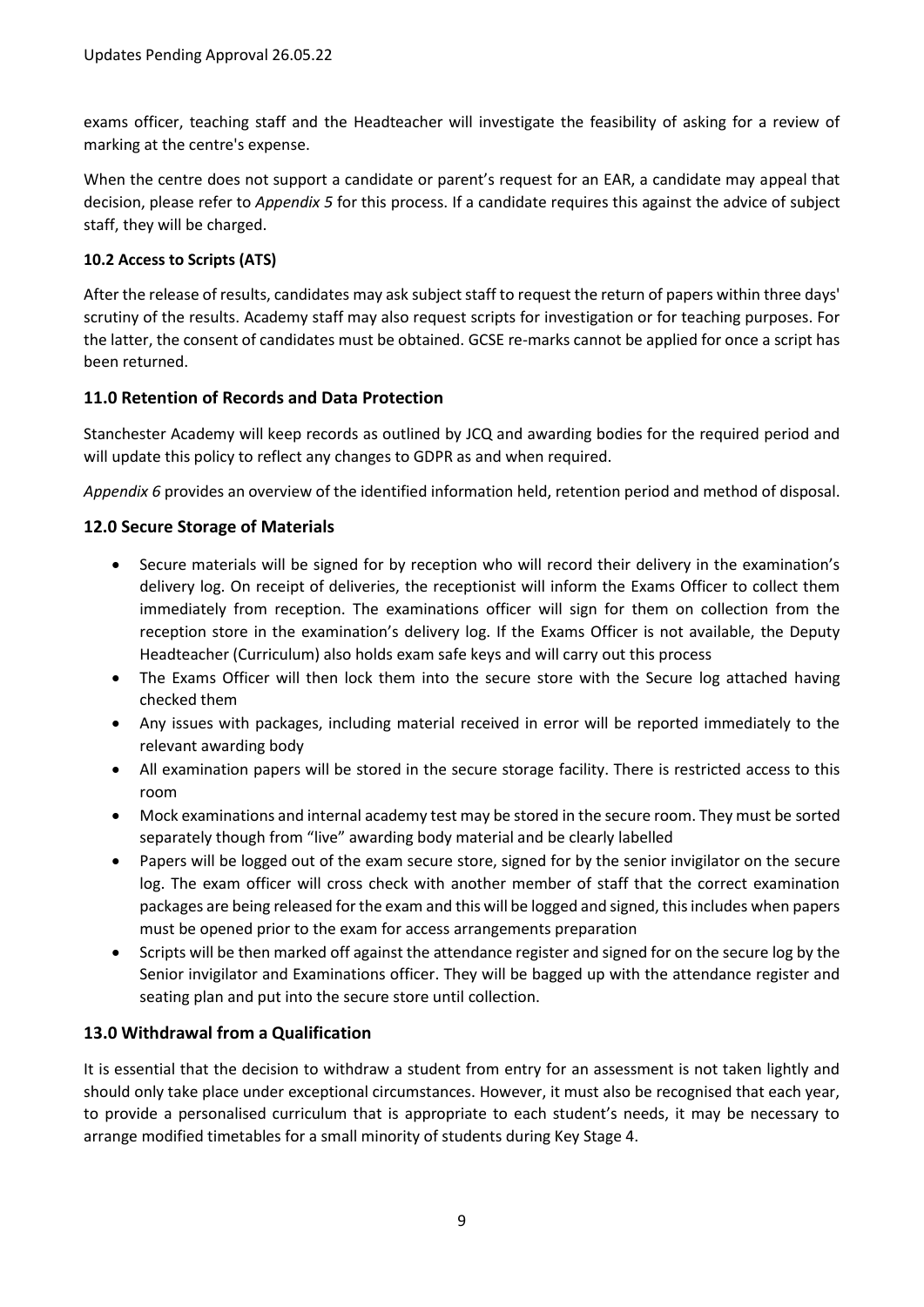exams officer, teaching staff and the Headteacher will investigate the feasibility of asking for a review of marking at the centre's expense.

When the centre does not support a candidate or parent's request for an EAR, a candidate may appeal that decision, please refer to *Appendix 5* for this process. If a candidate requires this against the advice of subject staff, they will be charged.

### 10.2 Access to Scripts (ATS)

After the release of results, candidates may ask subject staff to request the return of papers within three days' scrutiny of the results. Academy staff may also request scripts for investigation or for teaching purposes. For the latter, the consent of candidates must be obtained. GCSE re-marks cannot be applied for once a script has been returned.

## 11.0 Retention of Records and Data Protection

Stanchester Academy will keep records as outlined by JCQ and awarding bodies for the required period and will update this policy to reflect any changes to GDPR as and when required.

*Appendix 6* provides an overview of the identified information held, retention period and method of disposal.

## 12.0 Secure Storage of Materials

- Secure materials will be signed for by reception who will record their delivery in the examination's delivery log. On receipt of deliveries, the receptionist will inform the Exams Officer to collect them immediately from reception. The examinations officer will sign for them on collection from the reception store in the examination's delivery log. If the Exams Officer is not available, the Deputy Headteacher (Curriculum) also holds exam safe keys and will carry out this process
- The Exams Officer will then lock them into the secure store with the Secure log attached having checked them
- Any issues with packages, including material received in error will be reported immediately to the relevant awarding body
- All examination papers will be stored in the secure storage facility. There is restricted access to this room
- Mock examinations and internal academy test may be stored in the secure room. They must be sorted separately though from "live" awarding body material and be clearly labelled
- Papers will be logged out of the exam secure store, signed for by the senior invigilator on the secure log. The exam officer will cross check with another member of staff that the correct examination packages are being released for the exam and this will be logged and signed, this includes when papers must be opened prior to the exam for access arrangements preparation
- Scripts will be then marked off against the attendance register and signed for on the secure log by the Senior invigilator and Examinations officer. They will be bagged up with the attendance register and seating plan and put into the secure store until collection.

## 13.0 Withdrawal from a Qualification

It is essential that the decision to withdraw a student from entry for an assessment is not taken lightly and should only take place under exceptional circumstances. However, it must also be recognised that each year, to provide a personalised curriculum that is appropriate to each student's needs, it may be necessary to arrange modified timetables for a small minority of students during Key Stage 4.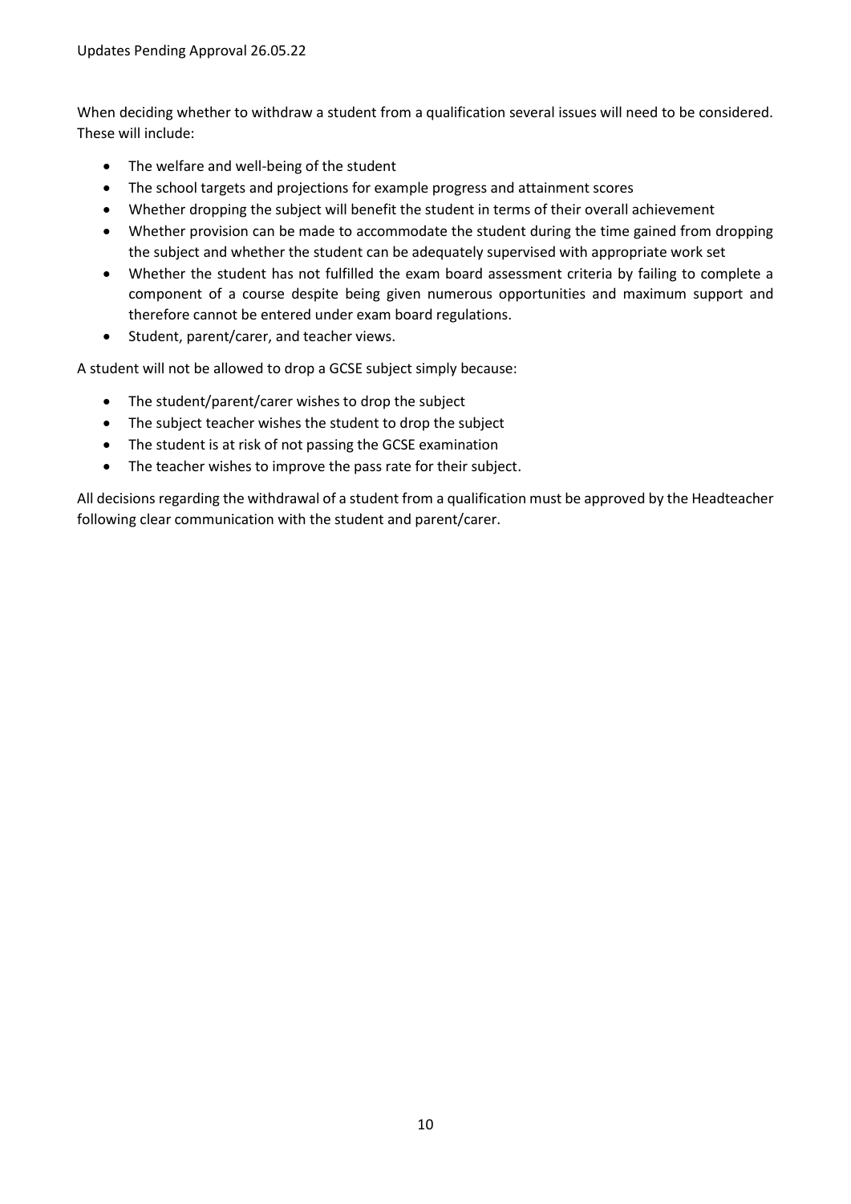When deciding whether to withdraw a student from a qualification several issues will need to be considered. These will include:

- The welfare and well-being of the student
- The school targets and projections for example progress and attainment scores
- Whether dropping the subject will benefit the student in terms of their overall achievement
- Whether provision can be made to accommodate the student during the time gained from dropping the subject and whether the student can be adequately supervised with appropriate work set
- Whether the student has not fulfilled the exam board assessment criteria by failing to complete a component of a course despite being given numerous opportunities and maximum support and therefore cannot be entered under exam board regulations.
- Student, parent/carer, and teacher views.

A student will not be allowed to drop a GCSE subject simply because:

- The student/parent/carer wishes to drop the subject
- The subject teacher wishes the student to drop the subject
- The student is at risk of not passing the GCSE examination
- The teacher wishes to improve the pass rate for their subject.

All decisions regarding the withdrawal of a student from a qualification must be approved by the Headteacher following clear communication with the student and parent/carer.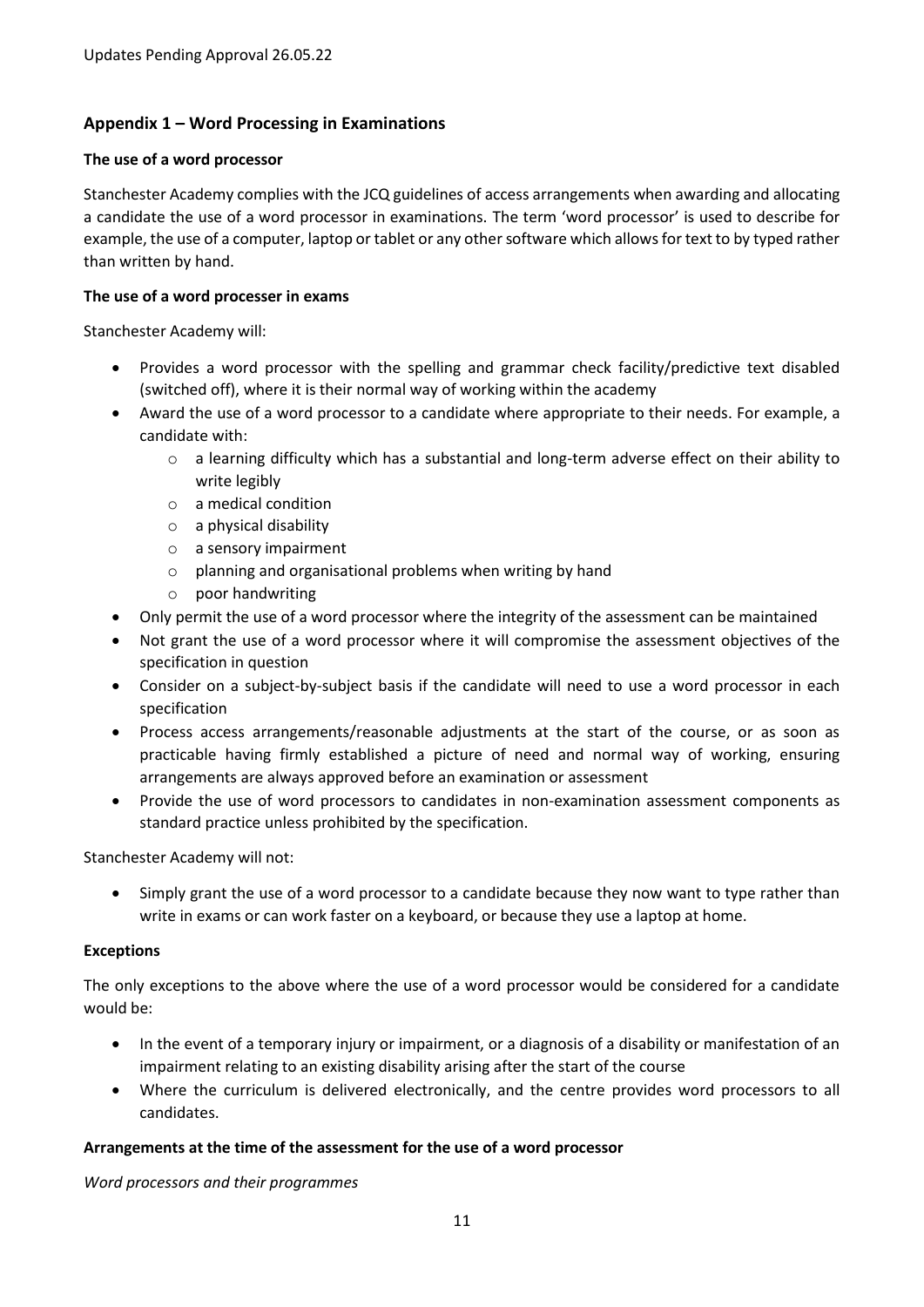## Appendix 1 – Word Processing in Examinations

### The use of a word processor

Stanchester Academy complies with the JCQ guidelines of access arrangements when awarding and allocating a candidate the use of a word processor in examinations. The term 'word processor' is used to describe for example, the use of a computer, laptop or tablet or any other software which allows for text to by typed rather than written by hand.

### The use of a word processer in exams

Stanchester Academy will:

- Provides a word processor with the spelling and grammar check facility/predictive text disabled (switched off), where it is their normal way of working within the academy
- Award the use of a word processor to a candidate where appropriate to their needs. For example, a candidate with:
    - a learning difficulty which has a substantial and long-term adverse effect on their ability to write legibly
    - a medical condition
    - a physical disability
    - a sensory impairment
    - planning and organisational problems when writing by hand
    - poor handwriting
- Only permit the use of a word processor where the integrity of the assessment can be maintained
- Not grant the use of a word processor where it will compromise the assessment objectives of the specification in question
- Consider on a subject-by-subject basis if the candidate will need to use a word processor in each specification
- Process access arrangements/reasonable adjustments at the start of the course, or as soon as practicable having firmly established a picture of need and normal way of working, ensuring arrangements are always approved before an examination or assessment
- Provide the use of word processors to candidates in non-examination assessment components as standard practice unless prohibited by the specification.

Stanchester Academy will not:

- Simply grant the use of a word processor to a candidate because they now want to type rather than write in exams or can work faster on a keyboard, or because they use a laptop at home.

### Exceptions

The only exceptions to the above where the use of a word processor would be considered for a candidate would be:

- In the event of a temporary injury or impairment, or a diagnosis of a disability or manifestation of an impairment relating to an existing disability arising after the start of the course
- Where the curriculum is delivered electronically, and the centre provides word processors to all candidates.

### Arrangements at the time of the assessment for the use of a word processor

*Word processors and their programmes*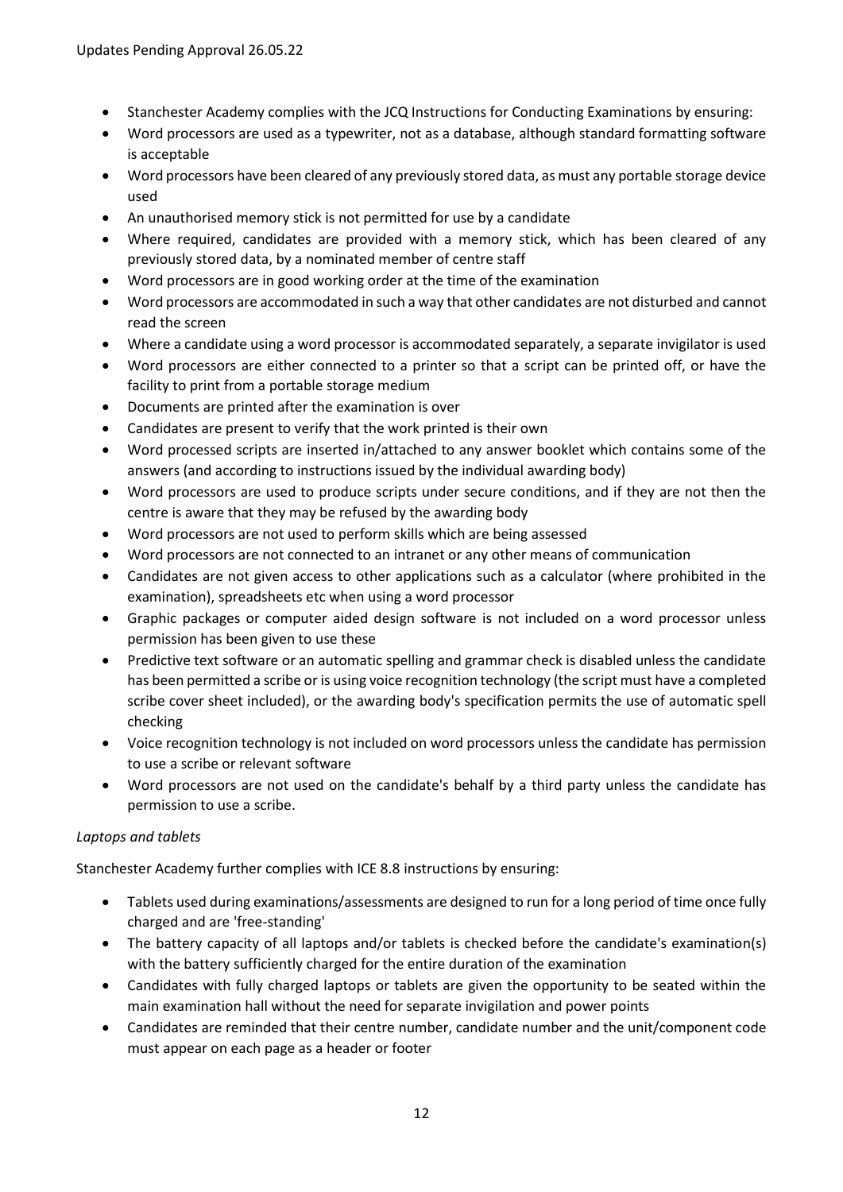- Stanchester Academy complies with the JCQ Instructions for Conducting Examinations by ensuring:
- Word processors are used as a typewriter, not as a database, although standard formatting software is acceptable
- Word processors have been cleared of any previously stored data, as must any portable storage device used
- An unauthorised memory stick is not permitted for use by a candidate
- Where required, candidates are provided with a memory stick, which has been cleared of any previously stored data, by a nominated member of centre staff
- Word processors are in good working order at the time of the examination
- Word processors are accommodated in such a way that other candidates are not disturbed and cannot read the screen
- Where a candidate using a word processor is accommodated separately, a separate invigilator is used
- Word processors are either connected to a printer so that a script can be printed off, or have the facility to print from a portable storage medium
- Documents are printed after the examination is over
- Candidates are present to verify that the work printed is their own
- Word processed scripts are inserted in/attached to any answer booklet which contains some of the answers (and according to instructions issued by the individual awarding body)
- Word processors are used to produce scripts under secure conditions, and if they are not then the centre is aware that they may be refused by the awarding body
- Word processors are not used to perform skills which are being assessed
- Word processors are not connected to an intranet or any other means of communication
- Candidates are not given access to other applications such as a calculator (where prohibited in the examination), spreadsheets etc when using a word processor
- Graphic packages or computer aided design software is not included on a word processor unless permission has been given to use these
- Predictive text software or an automatic spelling and grammar check is disabled unless the candidate has been permitted a scribe or is using voice recognition technology (the script must have a completed scribe cover sheet included), or the awarding body's specification permits the use of automatic spell checking
- Voice recognition technology is not included on word processors unless the candidate has permission to use a scribe or relevant software
- Word processors are not used on the candidate's behalf by a third party unless the candidate has permission to use a scribe.

*Laptops and tablets*

Stanchester Academy further complies with ICE 8.8 instructions by ensuring:

- Tablets used during examinations/assessments are designed to run for a long period of time once fully charged and are 'free-standing'
- The battery capacity of all laptops and/or tablets is checked before the candidate's examination(s) with the battery sufficiently charged for the entire duration of the examination
- Candidates with fully charged laptops or tablets are given the opportunity to be seated within the main examination hall without the need for separate invigilation and power points
- Candidates are reminded that their centre number, candidate number and the unit/component code must appear on each page as a header or footer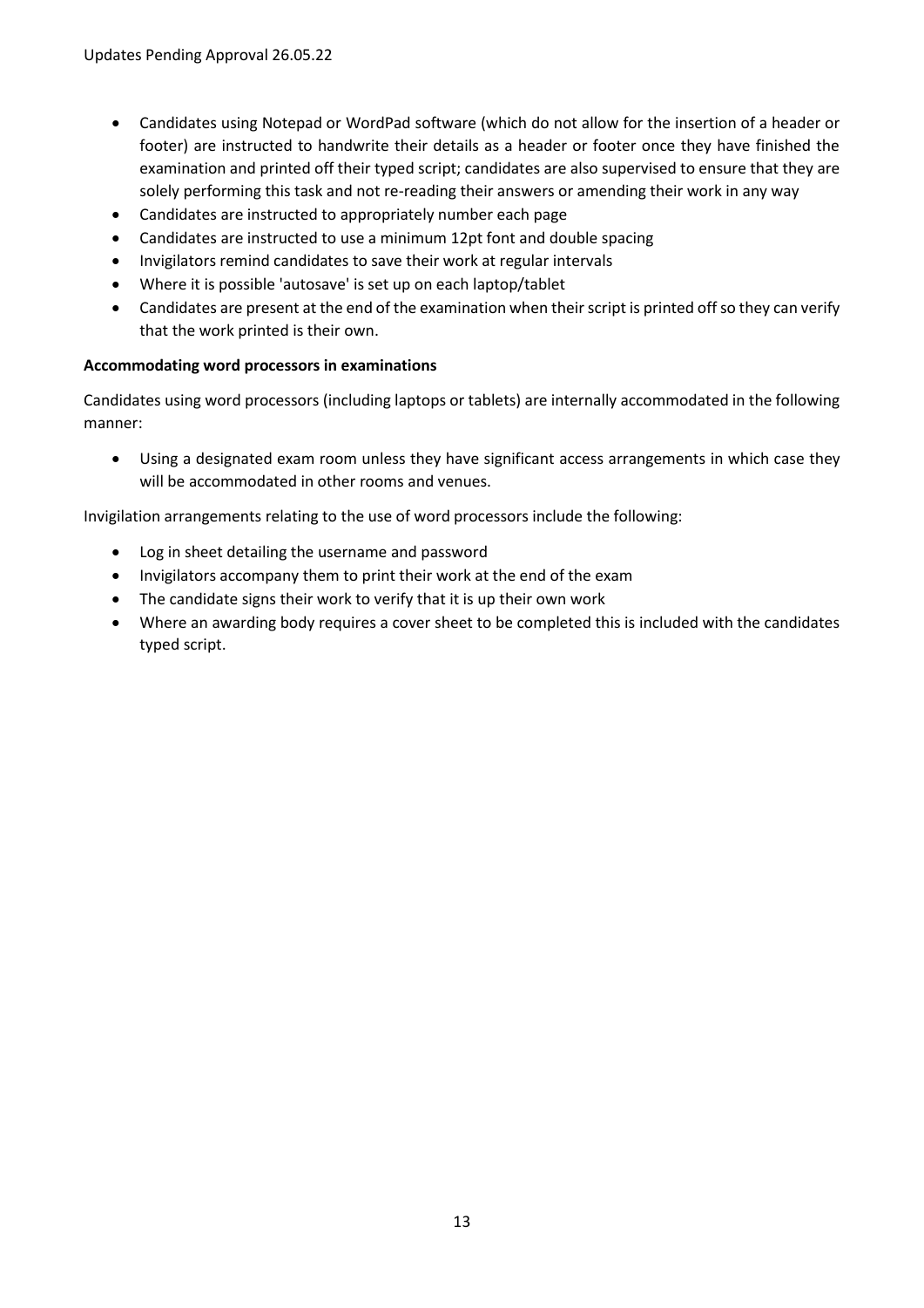- Candidates using Notepad or WordPad software (which do not allow for the insertion of a header or footer) are instructed to handwrite their details as a header or footer once they have finished the examination and printed off their typed script; candidates are also supervised to ensure that they are solely performing this task and not re-reading their answers or amending their work in any way
- Candidates are instructed to appropriately number each page
- Candidates are instructed to use a minimum 12pt font and double spacing
- Invigilators remind candidates to save their work at regular intervals
- Where it is possible 'autosave' is set up on each laptop/tablet
- Candidates are present at the end of the examination when their script is printed off so they can verify that the work printed is their own.

**Accommodating word processors in examinations**

Candidates using word processors (including laptops or tablets) are internally accommodated in the following manner:

- Using a designated exam room unless they have significant access arrangements in which case they will be accommodated in other rooms and venues.

Invigilation arrangements relating to the use of word processors include the following:

- Log in sheet detailing the username and password
- Invigilators accompany them to print their work at the end of the exam
- The candidate signs their work to verify that it is up their own work
- Where an awarding body requires a cover sheet to be completed this is included with the candidates typed script.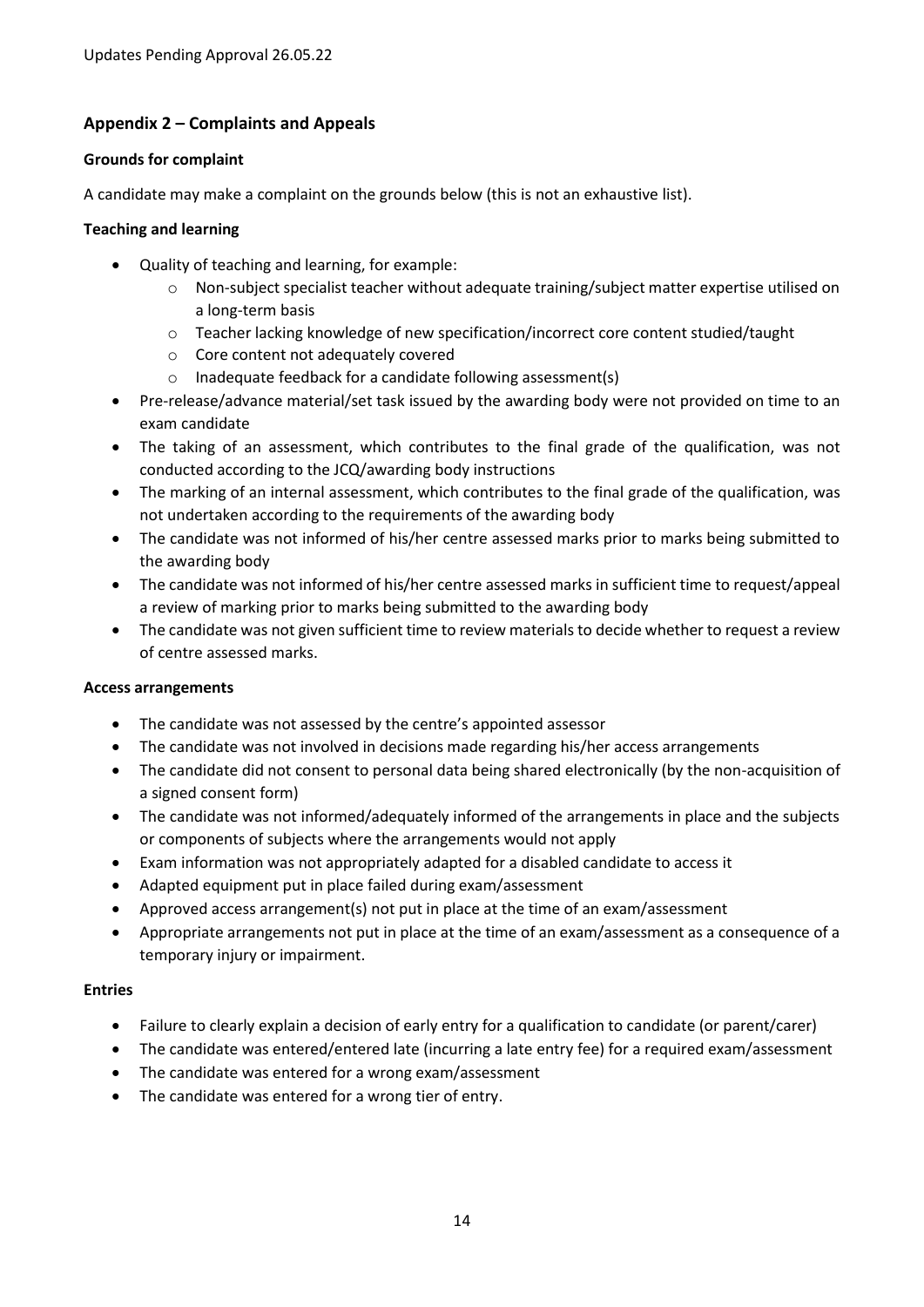## Appendix 2 – Complaints and Appeals

### Grounds for complaint

A candidate may make a complaint on the grounds below (this is not an exhaustive list).

### Teaching and learning

- Quality of teaching and learning, for example:
  - Non-subject specialist teacher without adequate training/subject matter expertise utilised on a long-term basis
  - Teacher lacking knowledge of new specification/incorrect core content studied/taught
  - Core content not adequately covered
  - Inadequate feedback for a candidate following assessment(s)
- Pre-release/advance material/set task issued by the awarding body were not provided on time to an exam candidate
- The taking of an assessment, which contributes to the final grade of the qualification, was not conducted according to the JCQ/awarding body instructions
- The marking of an internal assessment, which contributes to the final grade of the qualification, was not undertaken according to the requirements of the awarding body
- The candidate was not informed of his/her centre assessed marks prior to marks being submitted to the awarding body
- The candidate was not informed of his/her centre assessed marks in sufficient time to request/appeal a review of marking prior to marks being submitted to the awarding body
- The candidate was not given sufficient time to review materials to decide whether to request a review of centre assessed marks.

### Access arrangements

- The candidate was not assessed by the centre's appointed assessor
- The candidate was not involved in decisions made regarding his/her access arrangements
- The candidate did not consent to personal data being shared electronically (by the non-acquisition of a signed consent form)
- The candidate was not informed/adequately informed of the arrangements in place and the subjects or components of subjects where the arrangements would not apply
- Exam information was not appropriately adapted for a disabled candidate to access it
- Adapted equipment put in place failed during exam/assessment
- Approved access arrangement(s) not put in place at the time of an exam/assessment
- Appropriate arrangements not put in place at the time of an exam/assessment as a consequence of a temporary injury or impairment.

### Entries

- Failure to clearly explain a decision of early entry for a qualification to candidate (or parent/carer)
- The candidate was entered/entered late (incurring a late entry fee) for a required exam/assessment
- The candidate was entered for a wrong exam/assessment
- The candidate was entered for a wrong tier of entry.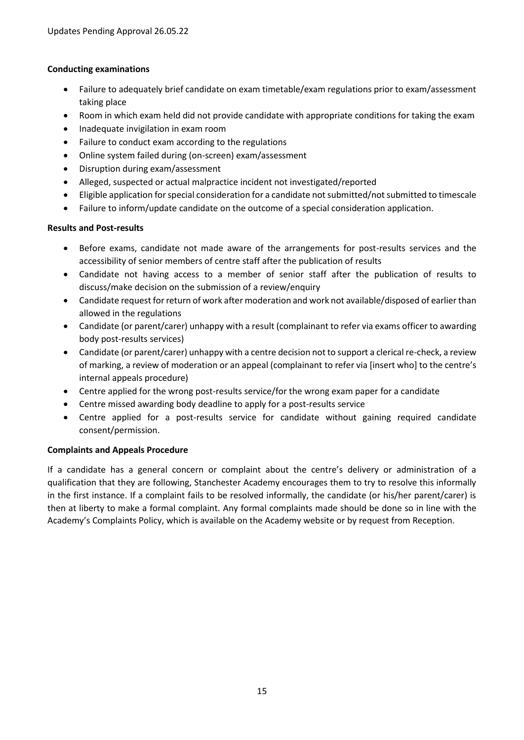**Conducting examinations**

- Failure to adequately brief candidate on exam timetable/exam regulations prior to exam/assessment taking place
- Room in which exam held did not provide candidate with appropriate conditions for taking the exam
- Inadequate invigilation in exam room
- Failure to conduct exam according to the regulations
- Online system failed during (on-screen) exam/assessment
- Disruption during exam/assessment
- Alleged, suspected or actual malpractice incident not investigated/reported
- Eligible application for special consideration for a candidate not submitted/not submitted to timescale
- Failure to inform/update candidate on the outcome of a special consideration application.

**Results and Post-results**

- Before exams, candidate not made aware of the arrangements for post-results services and the accessibility of senior members of centre staff after the publication of results
- Candidate not having access to a member of senior staff after the publication of results to discuss/make decision on the submission of a review/enquiry
- Candidate request for return of work after moderation and work not available/disposed of earlier than allowed in the regulations
- Candidate (or parent/carer) unhappy with a result (complainant to refer via exams officer to awarding body post-results services)
- Candidate (or parent/carer) unhappy with a centre decision not to support a clerical re-check, a review of marking, a review of moderation or an appeal (complainant to refer via [insert who] to the centre's internal appeals procedure)
- Centre applied for the wrong post-results service/for the wrong exam paper for a candidate
- Centre missed awarding body deadline to apply for a post-results service
- Centre applied for a post-results service for candidate without gaining required candidate consent/permission.

**Complaints and Appeals Procedure**

If a candidate has a general concern or complaint about the centre's delivery or administration of a qualification that they are following, Stanchester Academy encourages them to try to resolve this informally in the first instance. If a complaint fails to be resolved informally, the candidate (or his/her parent/carer) is then at liberty to make a formal complaint. Any formal complaints made should be done so in line with the Academy's Complaints Policy, which is available on the Academy website or by request from Reception.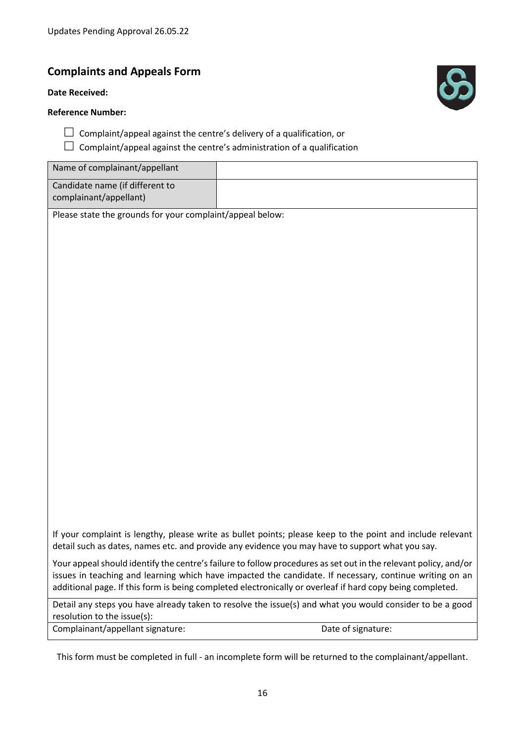Updates Pending Approval 26.05.22

## Complaints and Appeals Form

**Date Received:**

**Reference Number:**

☐ Complaint/appeal against the centre's delivery of a qualification, or

☐ Complaint/appeal against the centre's administration of a qualification

| Name of complainant/appellant | |
|---|---|
| Candidate name (if different to complainant/appellant) | |

Please state the grounds for your complaint/appeal below:

If your complaint is lengthy, please write as bullet points; please keep to the point and include relevant detail such as dates, names etc. and provide any evidence you may have to support what you say.

Your appeal should identify the centre's failure to follow procedures as set out in the relevant policy, and/or issues in teaching and learning which have impacted the candidate. If necessary, continue writing on an additional page. If this form is being completed electronically or overleaf if hard copy being completed.

Detail any steps you have already taken to resolve the issue(s) and what you would consider to be a good resolution to the issue(s):

Complainant/appellant signature: Date of signature:

This form must be completed in full - an incomplete form will be returned to the complainant/appellant.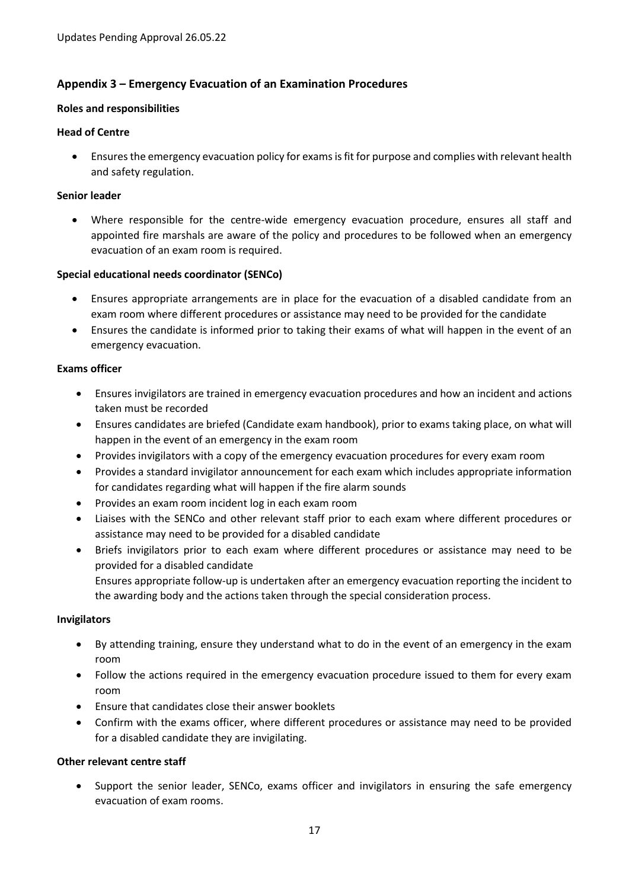## Appendix 3 – Emergency Evacuation of an Examination Procedures

**Roles and responsibilities**

**Head of Centre**

- Ensures the emergency evacuation policy for exams is fit for purpose and complies with relevant health and safety regulation.

**Senior leader**

- Where responsible for the centre-wide emergency evacuation procedure, ensures all staff and appointed fire marshals are aware of the policy and procedures to be followed when an emergency evacuation of an exam room is required.

**Special educational needs coordinator (SENCo)**

- Ensures appropriate arrangements are in place for the evacuation of a disabled candidate from an exam room where different procedures or assistance may need to be provided for the candidate
- Ensures the candidate is informed prior to taking their exams of what will happen in the event of an emergency evacuation.

**Exams officer**

- Ensures invigilators are trained in emergency evacuation procedures and how an incident and actions taken must be recorded
- Ensures candidates are briefed (Candidate exam handbook), prior to exams taking place, on what will happen in the event of an emergency in the exam room
- Provides invigilators with a copy of the emergency evacuation procedures for every exam room
- Provides a standard invigilator announcement for each exam which includes appropriate information for candidates regarding what will happen if the fire alarm sounds
- Provides an exam room incident log in each exam room
- Liaises with the SENCo and other relevant staff prior to each exam where different procedures or assistance may need to be provided for a disabled candidate
- Briefs invigilators prior to each exam where different procedures or assistance may need to be provided for a disabled candidate
  Ensures appropriate follow-up is undertaken after an emergency evacuation reporting the incident to the awarding body and the actions taken through the special consideration process.

**Invigilators**

- By attending training, ensure they understand what to do in the event of an emergency in the exam room
- Follow the actions required in the emergency evacuation procedure issued to them for every exam room
- Ensure that candidates close their answer booklets
- Confirm with the exams officer, where different procedures or assistance may need to be provided for a disabled candidate they are invigilating.

**Other relevant centre staff**

- Support the senior leader, SENCo, exams officer and invigilators in ensuring the safe emergency evacuation of exam rooms.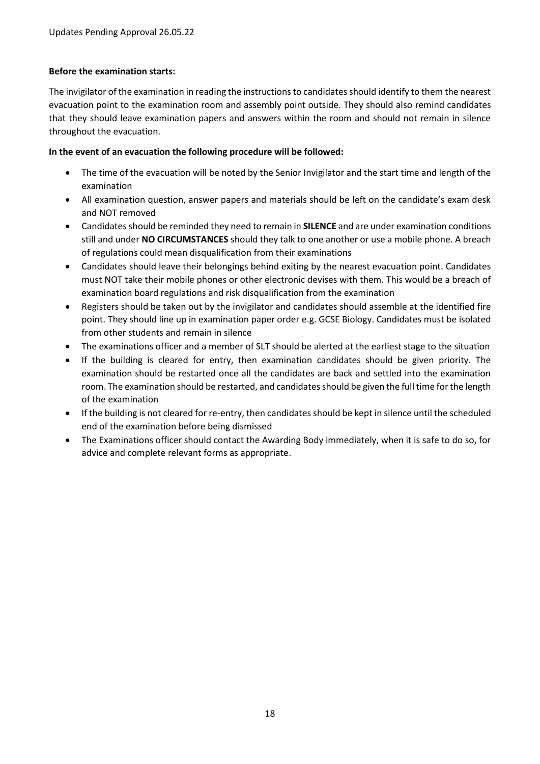**Before the examination starts:**

The invigilator of the examination in reading the instructions to candidates should identify to them the nearest evacuation point to the examination room and assembly point outside. They should also remind candidates that they should leave examination papers and answers within the room and should not remain in silence throughout the evacuation.

**In the event of an evacuation the following procedure will be followed:**

- The time of the evacuation will be noted by the Senior Invigilator and the start time and length of the examination
- All examination question, answer papers and materials should be left on the candidate's exam desk and NOT removed
- Candidates should be reminded they need to remain in **SILENCE** and are under examination conditions still and under **NO CIRCUMSTANCES** should they talk to one another or use a mobile phone. A breach of regulations could mean disqualification from their examinations
- Candidates should leave their belongings behind exiting by the nearest evacuation point. Candidates must NOT take their mobile phones or other electronic devises with them. This would be a breach of examination board regulations and risk disqualification from the examination
- Registers should be taken out by the invigilator and candidates should assemble at the identified fire point. They should line up in examination paper order e.g. GCSE Biology. Candidates must be isolated from other students and remain in silence
- The examinations officer and a member of SLT should be alerted at the earliest stage to the situation
- If the building is cleared for entry, then examination candidates should be given priority. The examination should be restarted once all the candidates are back and settled into the examination room. The examination should be restarted, and candidates should be given the full time for the length of the examination
- If the building is not cleared for re-entry, then candidates should be kept in silence until the scheduled end of the examination before being dismissed
- The Examinations officer should contact the Awarding Body immediately, when it is safe to do so, for advice and complete relevant forms as appropriate.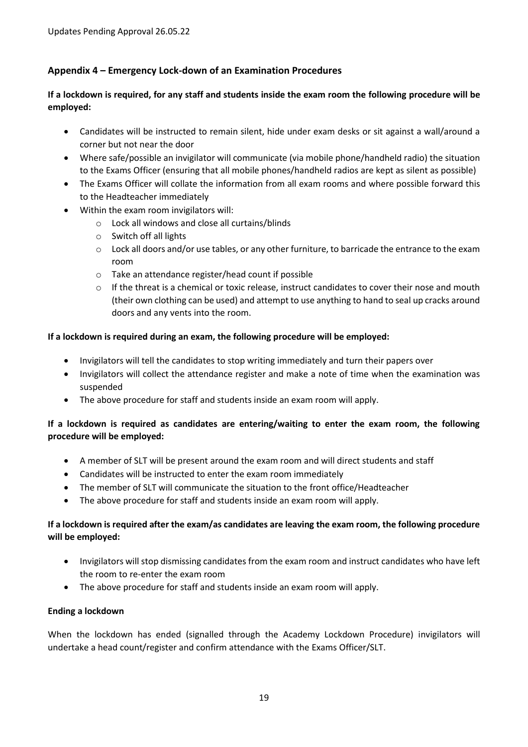## Appendix 4 – Emergency Lock-down of an Examination Procedures

**If a lockdown is required, for any staff and students inside the exam room the following procedure will be employed:**

- Candidates will be instructed to remain silent, hide under exam desks or sit against a wall/around a corner but not near the door
- Where safe/possible an invigilator will communicate (via mobile phone/handheld radio) the situation to the Exams Officer (ensuring that all mobile phones/handheld radios are kept as silent as possible)
- The Exams Officer will collate the information from all exam rooms and where possible forward this to the Headteacher immediately
- Within the exam room invigilators will:
  - Lock all windows and close all curtains/blinds
  - Switch off all lights
  - Lock all doors and/or use tables, or any other furniture, to barricade the entrance to the exam room
  - Take an attendance register/head count if possible
  - If the threat is a chemical or toxic release, instruct candidates to cover their nose and mouth (their own clothing can be used) and attempt to use anything to hand to seal up cracks around doors and any vents into the room.

**If a lockdown is required during an exam, the following procedure will be employed:**

- Invigilators will tell the candidates to stop writing immediately and turn their papers over
- Invigilators will collect the attendance register and make a note of time when the examination was suspended
- The above procedure for staff and students inside an exam room will apply.

**If a lockdown is required as candidates are entering/waiting to enter the exam room, the following procedure will be employed:**

- A member of SLT will be present around the exam room and will direct students and staff
- Candidates will be instructed to enter the exam room immediately
- The member of SLT will communicate the situation to the front office/Headteacher
- The above procedure for staff and students inside an exam room will apply.

**If a lockdown is required after the exam/as candidates are leaving the exam room, the following procedure will be employed:**

- Invigilators will stop dismissing candidates from the exam room and instruct candidates who have left the room to re-enter the exam room
- The above procedure for staff and students inside an exam room will apply.

**Ending a lockdown**

When the lockdown has ended (signalled through the Academy Lockdown Procedure) invigilators will undertake a head count/register and confirm attendance with the Exams Officer/SLT.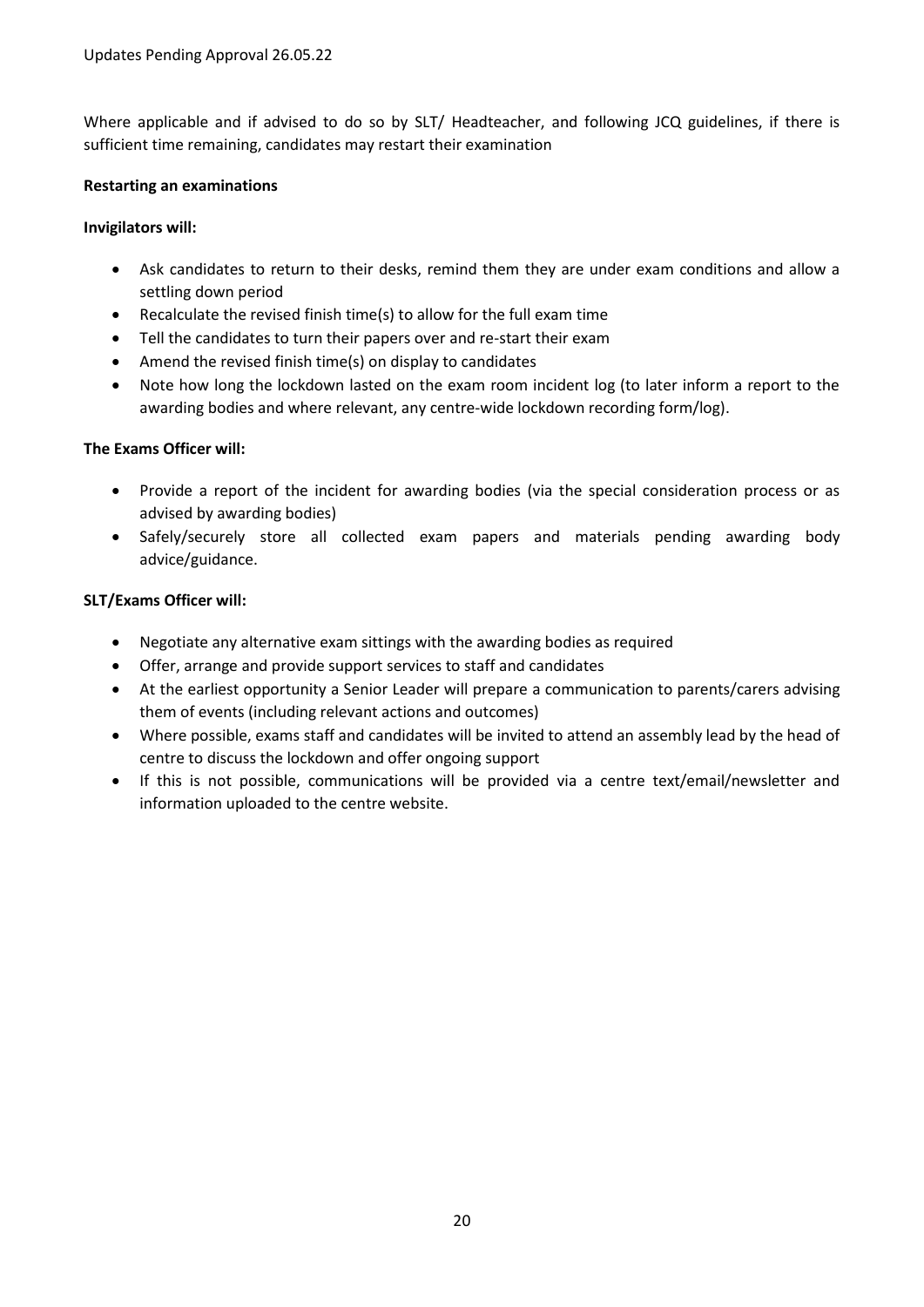Where applicable and if advised to do so by SLT/ Headteacher, and following JCQ guidelines, if there is sufficient time remaining, candidates may restart their examination

**Restarting an examinations**

**Invigilators will:**

- Ask candidates to return to their desks, remind them they are under exam conditions and allow a settling down period
- Recalculate the revised finish time(s) to allow for the full exam time
- Tell the candidates to turn their papers over and re-start their exam
- Amend the revised finish time(s) on display to candidates
- Note how long the lockdown lasted on the exam room incident log (to later inform a report to the awarding bodies and where relevant, any centre-wide lockdown recording form/log).

**The Exams Officer will:**

- Provide a report of the incident for awarding bodies (via the special consideration process or as advised by awarding bodies)
- Safely/securely store all collected exam papers and materials pending awarding body advice/guidance.

**SLT/Exams Officer will:**

- Negotiate any alternative exam sittings with the awarding bodies as required
- Offer, arrange and provide support services to staff and candidates
- At the earliest opportunity a Senior Leader will prepare a communication to parents/carers advising them of events (including relevant actions and outcomes)
- Where possible, exams staff and candidates will be invited to attend an assembly lead by the head of centre to discuss the lockdown and offer ongoing support
- If this is not possible, communications will be provided via a centre text/email/newsletter and information uploaded to the centre website.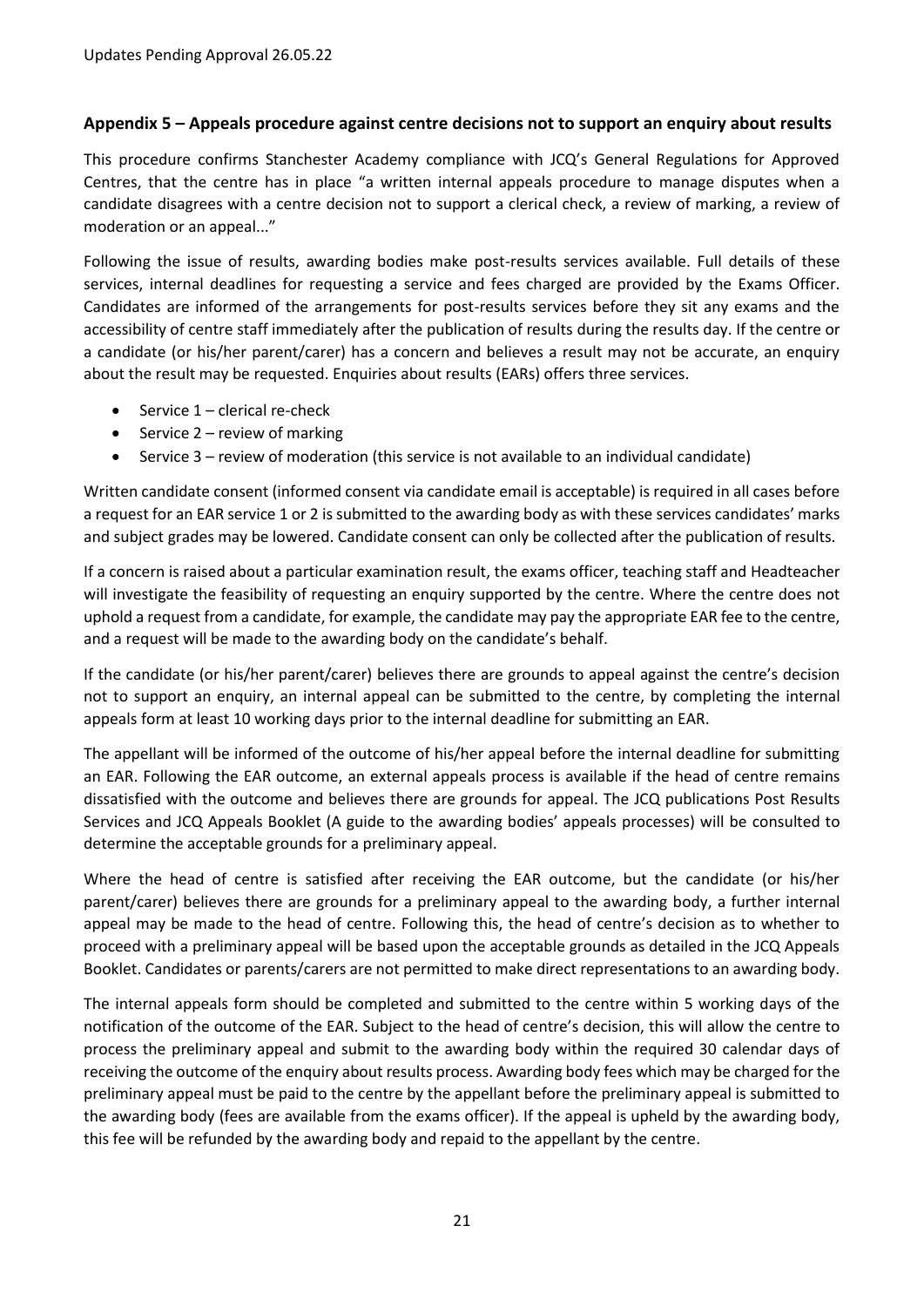## Appendix 5 – Appeals procedure against centre decisions not to support an enquiry about results

This procedure confirms Stanchester Academy compliance with JCQ's General Regulations for Approved Centres, that the centre has in place "a written internal appeals procedure to manage disputes when a candidate disagrees with a centre decision not to support a clerical check, a review of marking, a review of moderation or an appeal..."

Following the issue of results, awarding bodies make post-results services available. Full details of these services, internal deadlines for requesting a service and fees charged are provided by the Exams Officer. Candidates are informed of the arrangements for post-results services before they sit any exams and the accessibility of centre staff immediately after the publication of results during the results day. If the centre or a candidate (or his/her parent/carer) has a concern and believes a result may not be accurate, an enquiry about the result may be requested. Enquiries about results (EARs) offers three services.

- Service 1 – clerical re-check
- Service 2 – review of marking
- Service 3 – review of moderation (this service is not available to an individual candidate)

Written candidate consent (informed consent via candidate email is acceptable) is required in all cases before a request for an EAR service 1 or 2 is submitted to the awarding body as with these services candidates' marks and subject grades may be lowered. Candidate consent can only be collected after the publication of results.

If a concern is raised about a particular examination result, the exams officer, teaching staff and Headteacher will investigate the feasibility of requesting an enquiry supported by the centre. Where the centre does not uphold a request from a candidate, for example, the candidate may pay the appropriate EAR fee to the centre, and a request will be made to the awarding body on the candidate's behalf.

If the candidate (or his/her parent/carer) believes there are grounds to appeal against the centre's decision not to support an enquiry, an internal appeal can be submitted to the centre, by completing the internal appeals form at least 10 working days prior to the internal deadline for submitting an EAR.

The appellant will be informed of the outcome of his/her appeal before the internal deadline for submitting an EAR. Following the EAR outcome, an external appeals process is available if the head of centre remains dissatisfied with the outcome and believes there are grounds for appeal. The JCQ publications Post Results Services and JCQ Appeals Booklet (A guide to the awarding bodies' appeals processes) will be consulted to determine the acceptable grounds for a preliminary appeal.

Where the head of centre is satisfied after receiving the EAR outcome, but the candidate (or his/her parent/carer) believes there are grounds for a preliminary appeal to the awarding body, a further internal appeal may be made to the head of centre. Following this, the head of centre's decision as to whether to proceed with a preliminary appeal will be based upon the acceptable grounds as detailed in the JCQ Appeals Booklet. Candidates or parents/carers are not permitted to make direct representations to an awarding body.

The internal appeals form should be completed and submitted to the centre within 5 working days of the notification of the outcome of the EAR. Subject to the head of centre's decision, this will allow the centre to process the preliminary appeal and submit to the awarding body within the required 30 calendar days of receiving the outcome of the enquiry about results process. Awarding body fees which may be charged for the preliminary appeal must be paid to the centre by the appellant before the preliminary appeal is submitted to the awarding body (fees are available from the exams officer). If the appeal is upheld by the awarding body, this fee will be refunded by the awarding body and repaid to the appellant by the centre.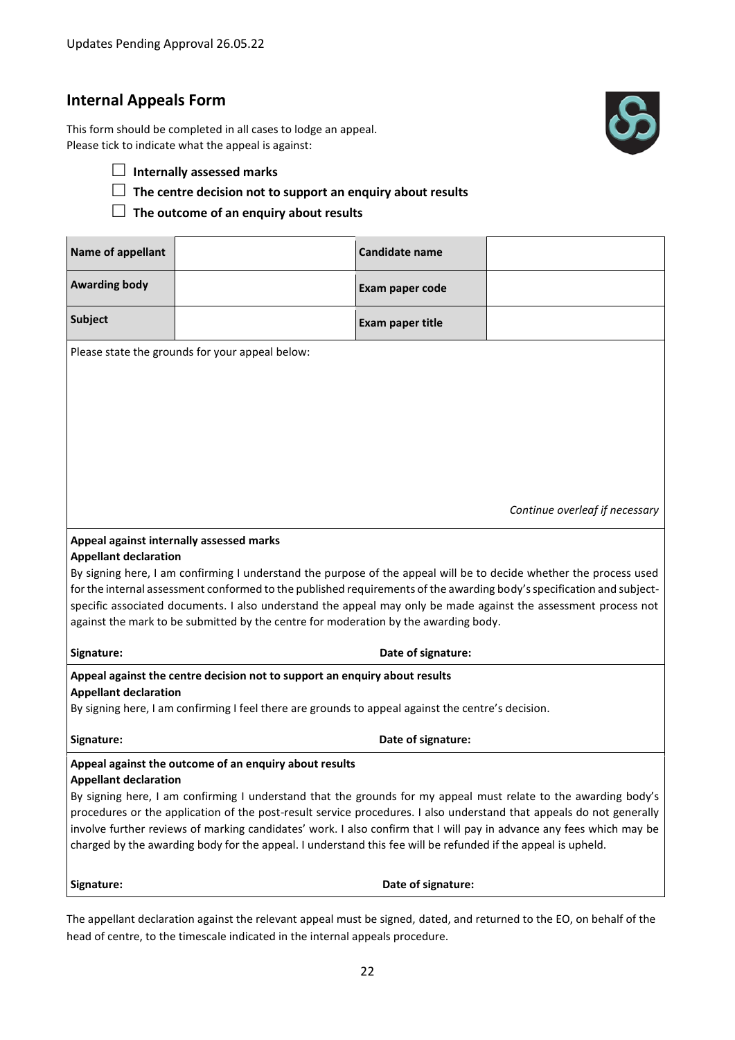## Internal Appeals Form

This form should be completed in all cases to lodge an appeal.
Please tick to indicate what the appeal is against:

- ☐ **Internally assessed marks**
- ☐ **The centre decision not to support an enquiry about results**
- ☐ **The outcome of an enquiry about results**

| **Name of appellant** | | **Candidate name** | |
|---|---|---|---|
| **Awarding body** | | **Exam paper code** | |
| **Subject** | | **Exam paper title** | |

Please state the grounds for your appeal below:

*Continue overleaf if necessary*

**Appeal against internally assessed marks**
**Appellant declaration**

By signing here, I am confirming I understand the purpose of the appeal will be to decide whether the process used for the internal assessment conformed to the published requirements of the awarding body's specification and subject-specific associated documents. I also understand the appeal may only be made against the assessment process not against the mark to be submitted by the centre for moderation by the awarding body.

**Signature:** **Date of signature:**

**Appeal against the centre decision not to support an enquiry about results**
**Appellant declaration**

By signing here, I am confirming I feel there are grounds to appeal against the centre's decision.

**Signature:** **Date of signature:**

**Appeal against the outcome of an enquiry about results**
**Appellant declaration**

By signing here, I am confirming I understand that the grounds for my appeal must relate to the awarding body's procedures or the application of the post-result service procedures. I also understand that appeals do not generally involve further reviews of marking candidates' work. I also confirm that I will pay in advance any fees which may be charged by the awarding body for the appeal. I understand this fee will be refunded if the appeal is upheld.

**Signature:** **Date of signature:**

The appellant declaration against the relevant appeal must be signed, dated, and returned to the EO, on behalf of the head of centre, to the timescale indicated in the internal appeals procedure.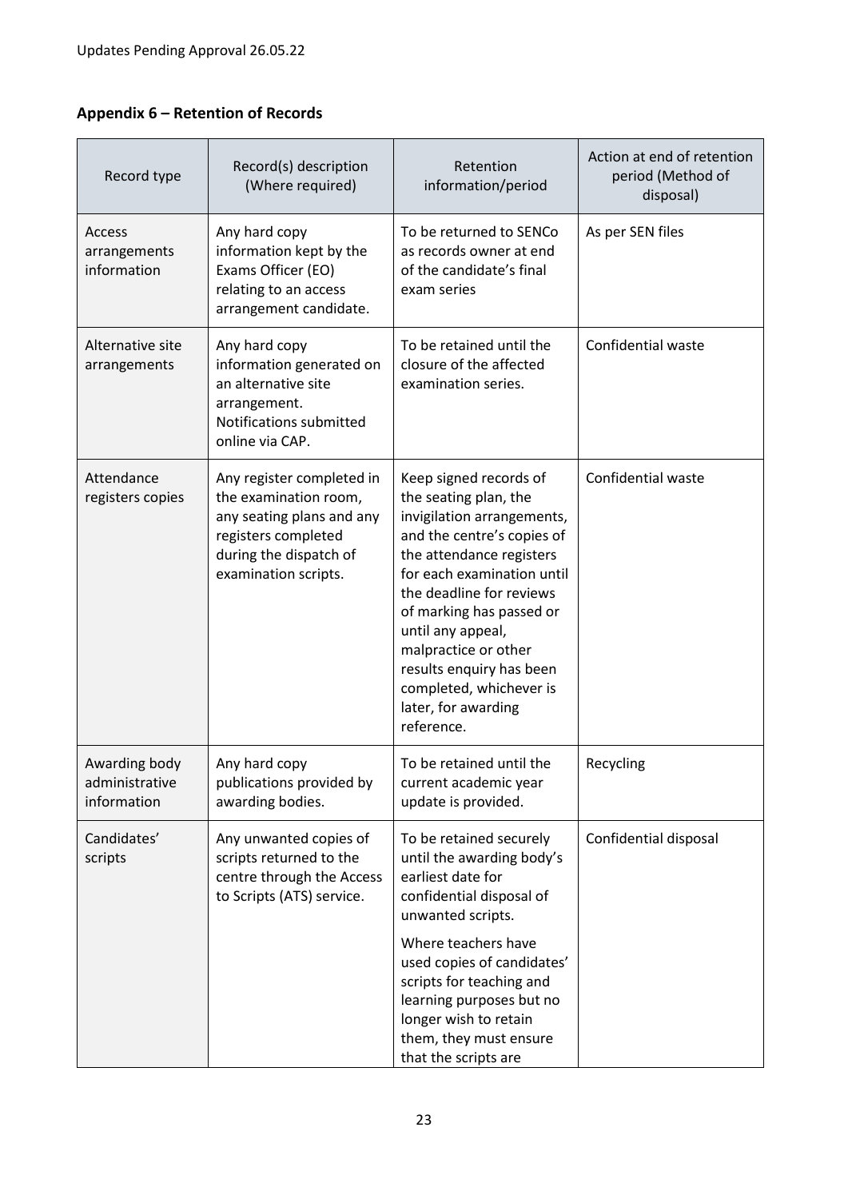## Appendix 6 – Retention of Records

| Record type | Record(s) description (Where required) | Retention information/period | Action at end of retention period (Method of disposal) |
|---|---|---|---|
| Access arrangements information | Any hard copy information kept by the Exams Officer (EO) relating to an access arrangement candidate. | To be returned to SENCo as records owner at end of the candidate's final exam series | As per SEN files |
| Alternative site arrangements | Any hard copy information generated on an alternative site arrangement. Notifications submitted online via CAP. | To be retained until the closure of the affected examination series. | Confidential waste |
| Attendance registers copies | Any register completed in the examination room, any seating plans and any registers completed during the dispatch of examination scripts. | Keep signed records of the seating plan, the invigilation arrangements, and the centre's copies of the attendance registers for each examination until the deadline for reviews of marking has passed or until any appeal, malpractice or other results enquiry has been completed, whichever is later, for awarding reference. | Confidential waste |
| Awarding body administrative information | Any hard copy publications provided by awarding bodies. | To be retained until the current academic year update is provided. | Recycling |
| Candidates' scripts | Any unwanted copies of scripts returned to the centre through the Access to Scripts (ATS) service. | To be retained securely until the awarding body's earliest date for confidential disposal of unwanted scripts. Where teachers have used copies of candidates' scripts for teaching and learning purposes but no longer wish to retain them, they must ensure that the scripts are | Confidential disposal |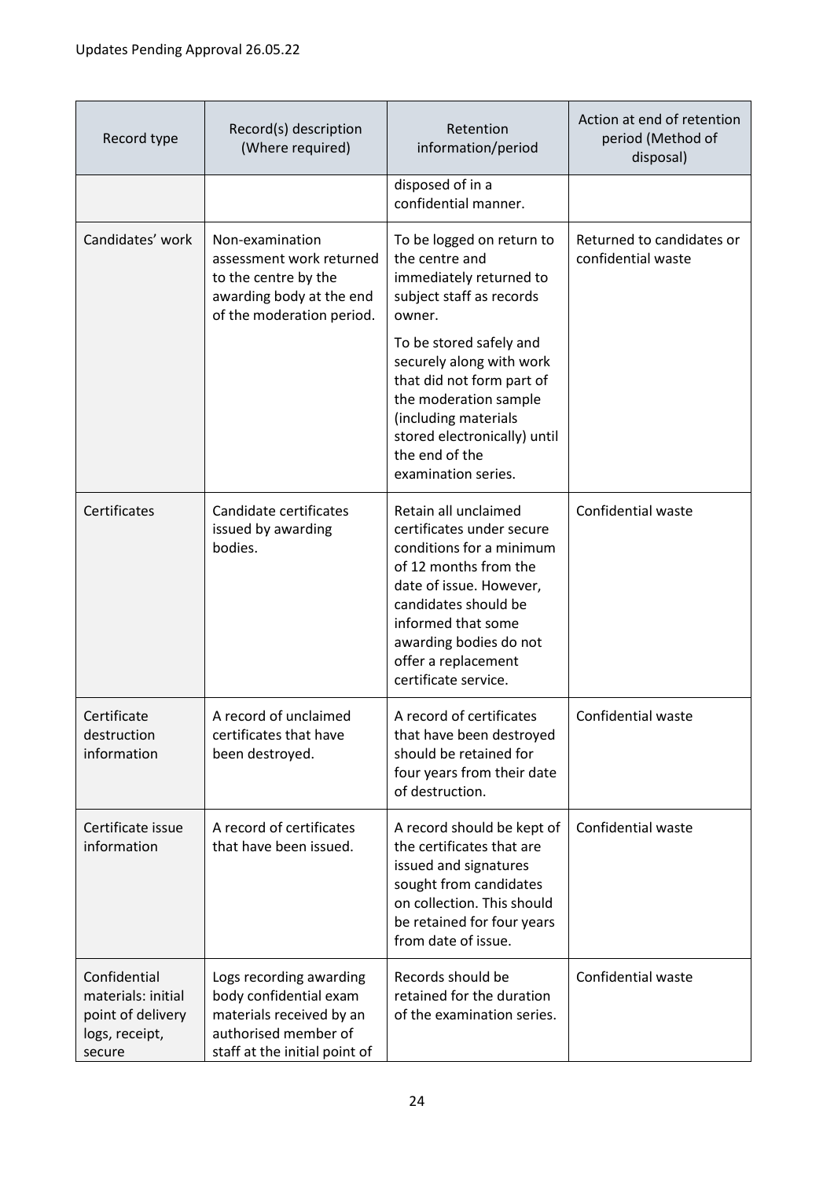Updates Pending Approval 26.05.22

| Record type | Record(s) description (Where required) | Retention information/period | Action at end of retention period (Method of disposal) |
|---|---|---|---|
| | | disposed of in a confidential manner. | |
| Candidates' work | Non-examination assessment work returned to the centre by the awarding body at the end of the moderation period. | To be logged on return to the centre and immediately returned to subject staff as records owner.<br><br>To be stored safely and securely along with work that did not form part of the moderation sample (including materials stored electronically) until the end of the examination series. | Returned to candidates or confidential waste |
| Certificates | Candidate certificates issued by awarding bodies. | Retain all unclaimed certificates under secure conditions for a minimum of 12 months from the date of issue. However, candidates should be informed that some awarding bodies do not offer a replacement certificate service. | Confidential waste |
| Certificate destruction information | A record of unclaimed certificates that have been destroyed. | A record of certificates that have been destroyed should be retained for four years from their date of destruction. | Confidential waste |
| Certificate issue information | A record of certificates that have been issued. | A record should be kept of the certificates that are issued and signatures sought from candidates on collection. This should be retained for four years from date of issue. | Confidential waste |
| Confidential materials: initial point of delivery logs, receipt, secure | Logs recording awarding body confidential exam materials received by an authorised member of staff at the initial point of | Records should be retained for the duration of the examination series. | Confidential waste |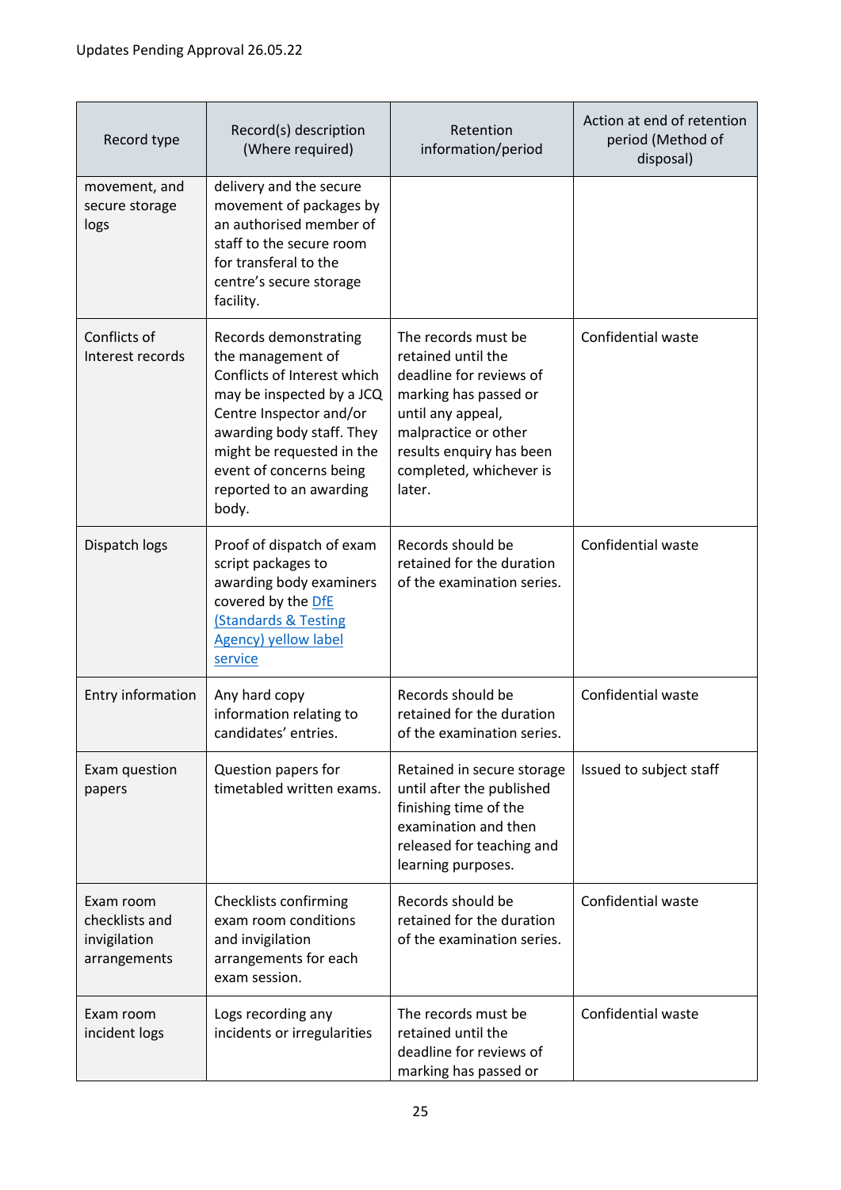| Record type | Record(s) description (Where required) | Retention information/period | Action at end of retention period (Method of disposal) |
|---|---|---|---|
| movement, and secure storage logs | delivery and the secure movement of packages by an authorised member of staff to the secure room for transferal to the centre's secure storage facility. | | |
| Conflicts of Interest records | Records demonstrating the management of Conflicts of Interest which may be inspected by a JCQ Centre Inspector and/or awarding body staff. They might be requested in the event of concerns being reported to an awarding body. | The records must be retained until the deadline for reviews of marking has passed or until any appeal, malpractice or other results enquiry has been completed, whichever is later. | Confidential waste |
| Dispatch logs | Proof of dispatch of exam script packages to awarding body examiners covered by the [DfE (Standards & Testing Agency) yellow label service]() | Records should be retained for the duration of the examination series. | Confidential waste |
| Entry information | Any hard copy information relating to candidates' entries. | Records should be retained for the duration of the examination series. | Confidential waste |
| Exam question papers | Question papers for timetabled written exams. | Retained in secure storage until after the published finishing time of the examination and then released for teaching and learning purposes. | Issued to subject staff |
| Exam room checklists and invigilation arrangements | Checklists confirming exam room conditions and invigilation arrangements for each exam session. | Records should be retained for the duration of the examination series. | Confidential waste |
| Exam room incident logs | Logs recording any incidents or irregularities | The records must be retained until the deadline for reviews of marking has passed or | Confidential waste |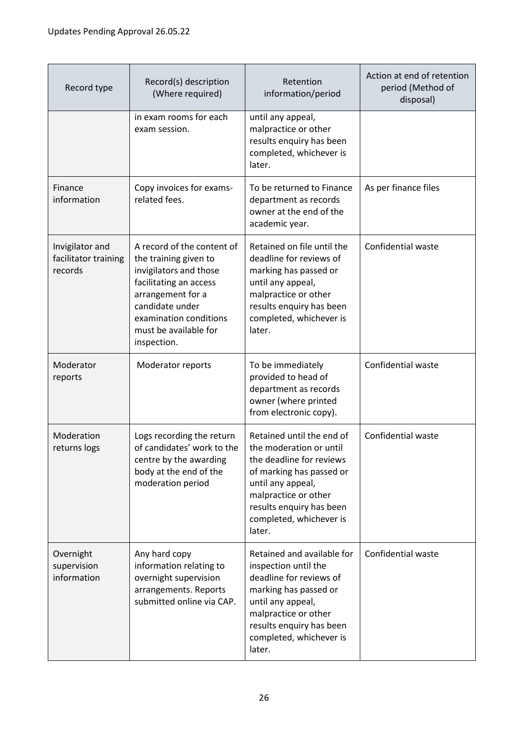| Record type | Record(s) description (Where required) | Retention information/period | Action at end of retention period (Method of disposal) |
|---|---|---|---|
| | in exam rooms for each exam session. | until any appeal, malpractice or other results enquiry has been completed, whichever is later. | |
| Finance information | Copy invoices for exams-related fees. | To be returned to Finance department as records owner at the end of the academic year. | As per finance files |
| Invigilator and facilitator training records | A record of the content of the training given to invigilators and those facilitating an access arrangement for a candidate under examination conditions must be available for inspection. | Retained on file until the deadline for reviews of marking has passed or until any appeal, malpractice or other results enquiry has been completed, whichever is later. | Confidential waste |
| Moderator reports | Moderator reports | To be immediately provided to head of department as records owner (where printed from electronic copy). | Confidential waste |
| Moderation returns logs | Logs recording the return of candidates' work to the centre by the awarding body at the end of the moderation period | Retained until the end of the moderation or until the deadline for reviews of marking has passed or until any appeal, malpractice or other results enquiry has been completed, whichever is later. | Confidential waste |
| Overnight supervision information | Any hard copy information relating to overnight supervision arrangements. Reports submitted online via CAP. | Retained and available for inspection until the deadline for reviews of marking has passed or until any appeal, malpractice or other results enquiry has been completed, whichever is later. | Confidential waste |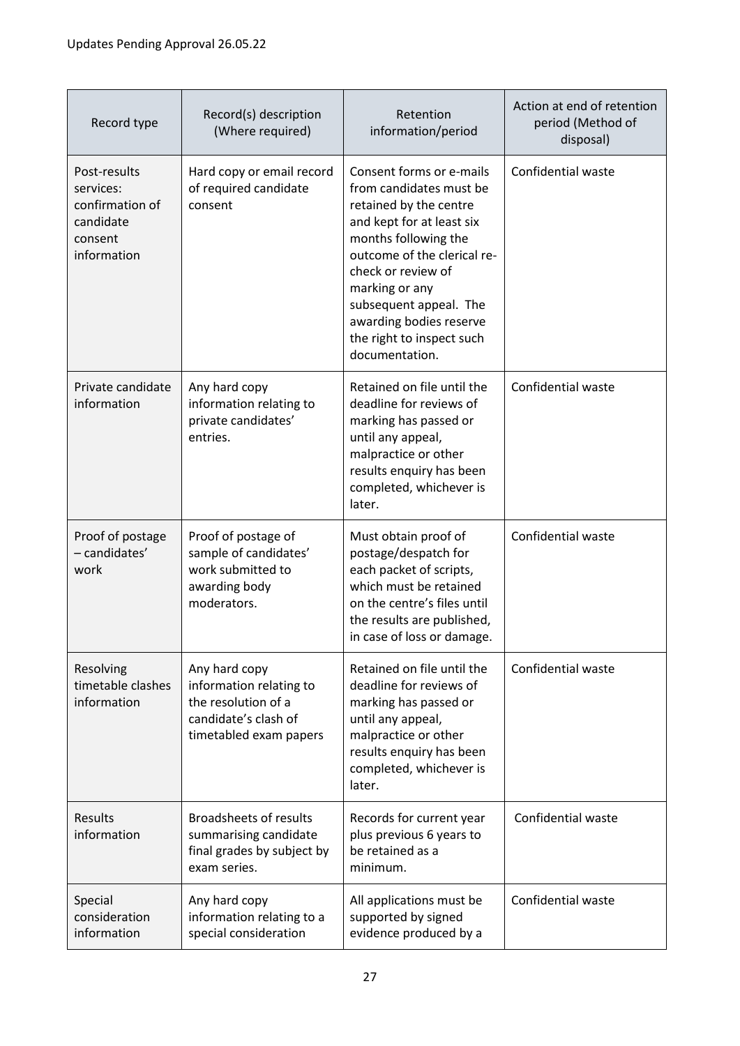| Record type | Record(s) description (Where required) | Retention information/period | Action at end of retention period (Method of disposal) |
|---|---|---|---|
| Post-results services: confirmation of candidate consent information | Hard copy or email record of required candidate consent | Consent forms or e-mails from candidates must be retained by the centre and kept for at least six months following the outcome of the clerical re-check or review of marking or any subsequent appeal. The awarding bodies reserve the right to inspect such documentation. | Confidential waste |
| Private candidate information | Any hard copy information relating to private candidates' entries. | Retained on file until the deadline for reviews of marking has passed or until any appeal, malpractice or other results enquiry has been completed, whichever is later. | Confidential waste |
| Proof of postage – candidates' work | Proof of postage of sample of candidates' work submitted to awarding body moderators. | Must obtain proof of postage/despatch for each packet of scripts, which must be retained on the centre's files until the results are published, in case of loss or damage. | Confidential waste |
| Resolving timetable clashes information | Any hard copy information relating to the resolution of a candidate's clash of timetabled exam papers | Retained on file until the deadline for reviews of marking has passed or until any appeal, malpractice or other results enquiry has been completed, whichever is later. | Confidential waste |
| Results information | Broadsheets of results summarising candidate final grades by subject by exam series. | Records for current year plus previous 6 years to be retained as a minimum. | Confidential waste |
| Special consideration information | Any hard copy information relating to a special consideration | All applications must be supported by signed evidence produced by a | Confidential waste |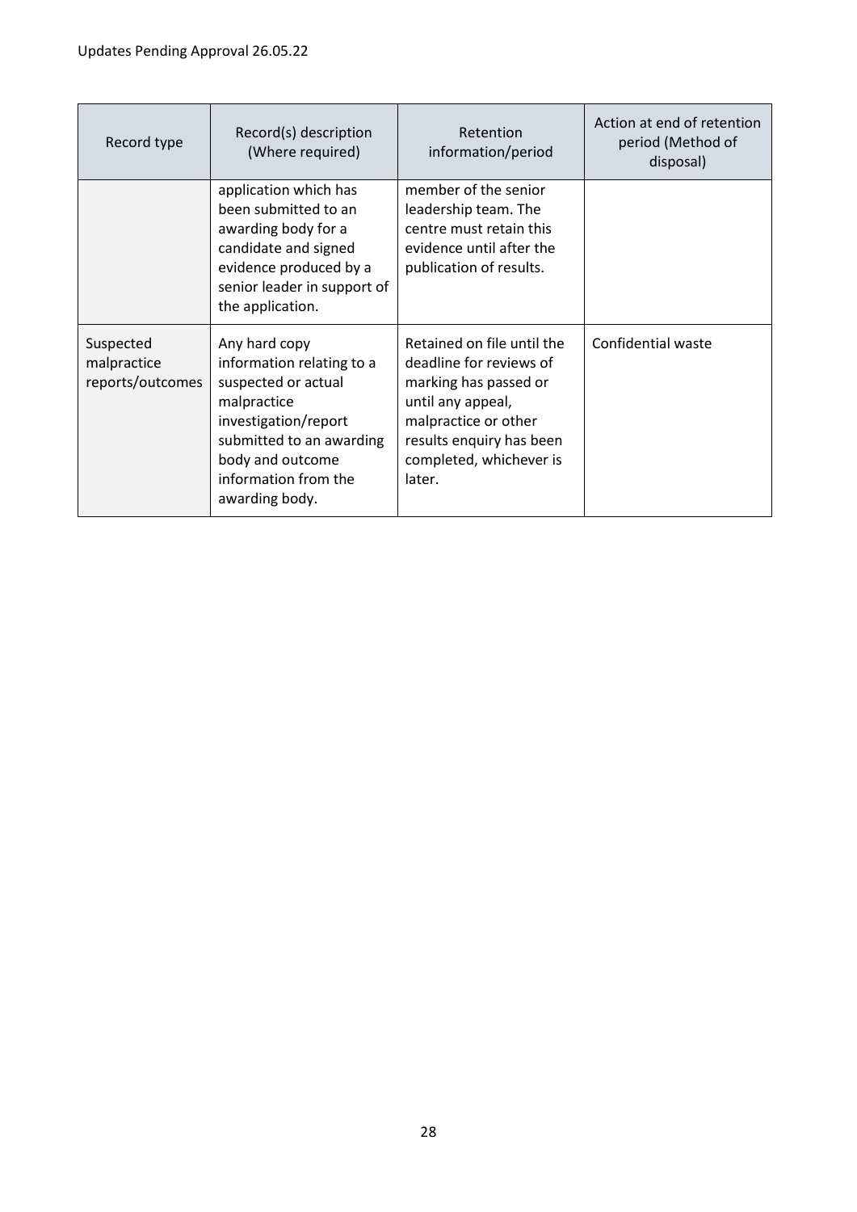| Record type | Record(s) description (Where required) | Retention information/period | Action at end of retention period (Method of disposal) |
|---|---|---|---|
| | application which has been submitted to an awarding body for a candidate and signed evidence produced by a senior leader in support of the application. | member of the senior leadership team. The centre must retain this evidence until after the publication of results. | |
| Suspected malpractice reports/outcomes | Any hard copy information relating to a suspected or actual malpractice investigation/report submitted to an awarding body and outcome information from the awarding body. | Retained on file until the deadline for reviews of marking has passed or until any appeal, malpractice or other results enquiry has been completed, whichever is later. | Confidential waste |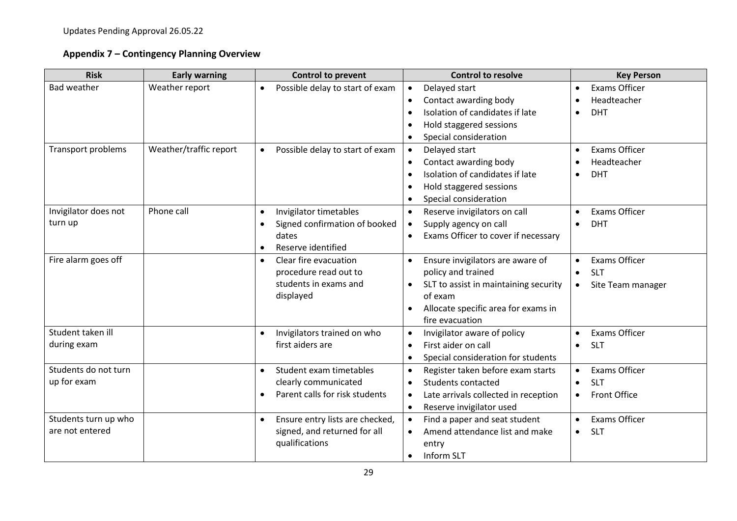Updates Pending Approval 26.05.22

## Appendix 7 – Contingency Planning Overview

| Risk | Early warning | Control to prevent | Control to resolve | Key Person |
|---|---|---|---|---|
| Bad weather | Weather report | • Possible delay to start of exam | • Delayed start<br>• Contact awarding body<br>• Isolation of candidates if late<br>• Hold staggered sessions<br>• Special consideration | • Exams Officer<br>• Headteacher<br>• DHT |
| Transport problems | Weather/traffic report | • Possible delay to start of exam | • Delayed start<br>• Contact awarding body<br>• Isolation of candidates if late<br>• Hold staggered sessions<br>• Special consideration | • Exams Officer<br>• Headteacher<br>• DHT |
| Invigilator does not turn up | Phone call | • Invigilator timetables<br>• Signed confirmation of booked dates<br>• Reserve identified | • Reserve invigilators on call<br>• Supply agency on call<br>• Exams Officer to cover if necessary | • Exams Officer<br>• DHT |
| Fire alarm goes off | | • Clear fire evacuation procedure read out to students in exams and displayed | • Ensure invigilators are aware of policy and trained<br>• SLT to assist in maintaining security of exam<br>• Allocate specific area for exams in fire evacuation | • Exams Officer<br>• SLT<br>• Site Team manager |
| Student taken ill during exam | | • Invigilators trained on who first aiders are | • Invigilator aware of policy<br>• First aider on call<br>• Special consideration for students | • Exams Officer<br>• SLT |
| Students do not turn up for exam | | • Student exam timetables clearly communicated<br>• Parent calls for risk students | • Register taken before exam starts<br>• Students contacted<br>• Late arrivals collected in reception<br>• Reserve invigilator used | • Exams Officer<br>• SLT<br>• Front Office |
| Students turn up who are not entered | | • Ensure entry lists are checked, signed, and returned for all qualifications | • Find a paper and seat student<br>• Amend attendance list and make entry<br>• Inform SLT | • Exams Officer<br>• SLT |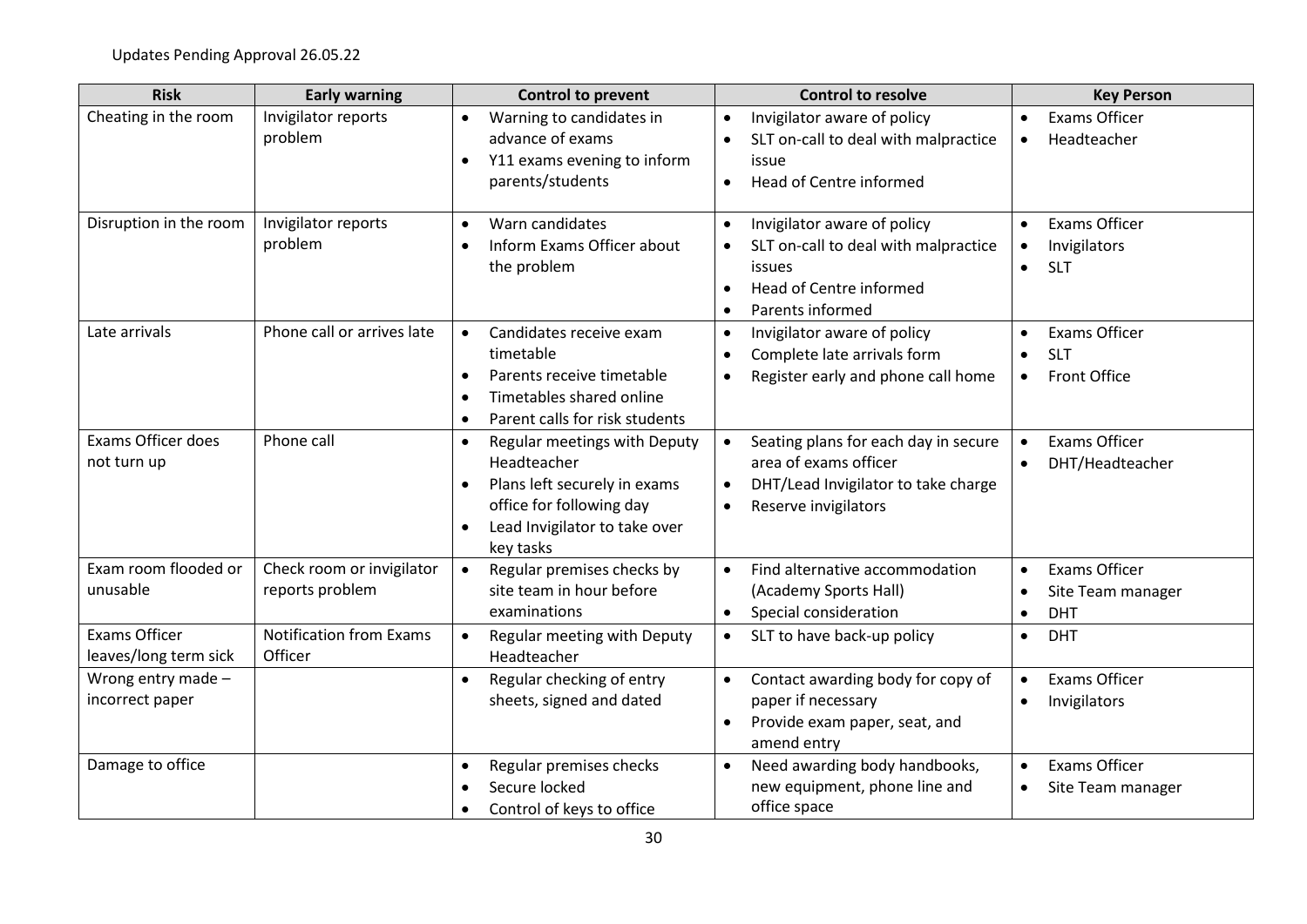Updates Pending Approval 26.05.22

| Risk | Early warning | Control to prevent | Control to resolve | Key Person |
|---|---|---|---|---|
| Cheating in the room | Invigilator reports problem | • Warning to candidates in advance of exams<br>• Y11 exams evening to inform parents/students | • Invigilator aware of policy<br>• SLT on-call to deal with malpractice issue<br>• Head of Centre informed | • Exams Officer<br>• Headteacher |
| Disruption in the room | Invigilator reports problem | • Warn candidates<br>• Inform Exams Officer about the problem | • Invigilator aware of policy<br>• SLT on-call to deal with malpractice issues<br>• Head of Centre informed<br>• Parents informed | • Exams Officer<br>• Invigilators<br>• SLT |
| Late arrivals | Phone call or arrives late | • Candidates receive exam timetable<br>• Parents receive timetable<br>• Timetables shared online<br>• Parent calls for risk students | • Invigilator aware of policy<br>• Complete late arrivals form<br>• Register early and phone call home | • Exams Officer<br>• SLT<br>• Front Office |
| Exams Officer does not turn up | Phone call | • Regular meetings with Deputy Headteacher<br>• Plans left securely in exams office for following day<br>• Lead Invigilator to take over key tasks | • Seating plans for each day in secure area of exams officer<br>• DHT/Lead Invigilator to take charge<br>• Reserve invigilators | • Exams Officer<br>• DHT/Headteacher |
| Exam room flooded or unusable | Check room or invigilator reports problem | • Regular premises checks by site team in hour before examinations | • Find alternative accommodation (Academy Sports Hall)<br>• Special consideration | • Exams Officer<br>• Site Team manager<br>• DHT |
| Exams Officer leaves/long term sick | Notification from Exams Officer | • Regular meeting with Deputy Headteacher | • SLT to have back-up policy | • DHT |
| Wrong entry made – incorrect paper | | • Regular checking of entry sheets, signed and dated | • Contact awarding body for copy of paper if necessary<br>• Provide exam paper, seat, and amend entry | • Exams Officer<br>• Invigilators |
| Damage to office | | • Regular premises checks<br>• Secure locked<br>• Control of keys to office | • Need awarding body handbooks, new equipment, phone line and office space | • Exams Officer<br>• Site Team manager |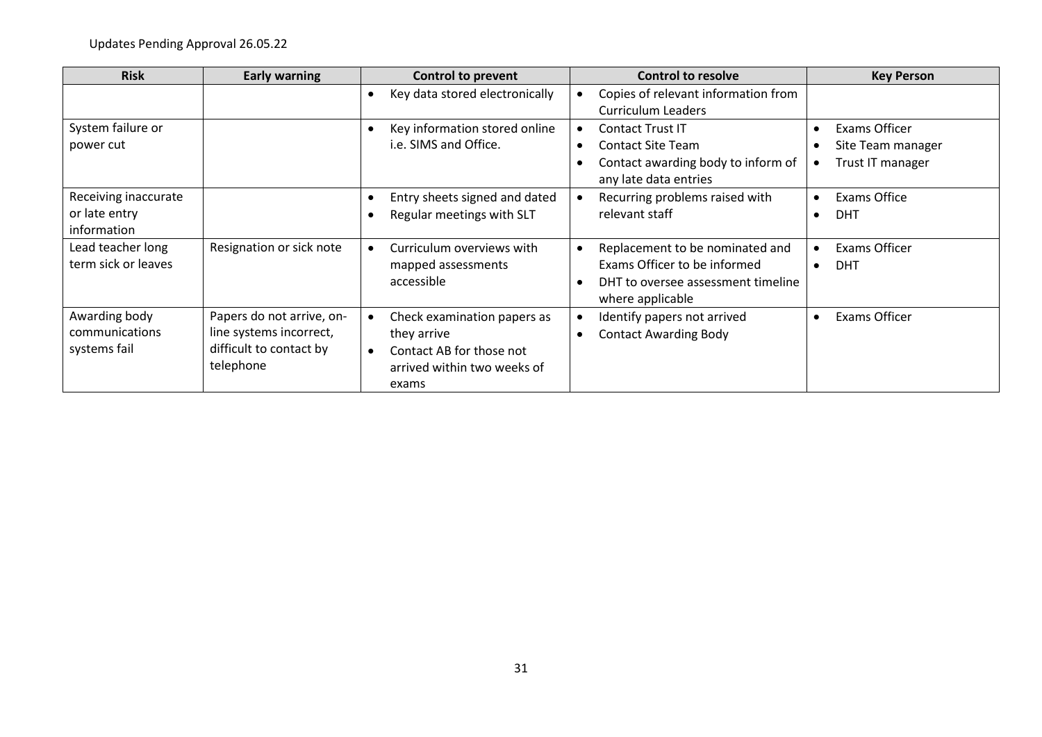Updates Pending Approval 26.05.22

| Risk | Early warning | Control to prevent | Control to resolve | Key Person |
|---|---|---|---|---|
| | | • Key data stored electronically | • Copies of relevant information from Curriculum Leaders | |
| System failure or power cut | | • Key information stored online i.e. SIMS and Office. | • Contact Trust IT<br>• Contact Site Team<br>• Contact awarding body to inform of any late data entries | • Exams Officer<br>• Site Team manager<br>• Trust IT manager |
| Receiving inaccurate or late entry information | | • Entry sheets signed and dated<br>• Regular meetings with SLT | • Recurring problems raised with relevant staff | • Exams Office<br>• DHT |
| Lead teacher long term sick or leaves | Resignation or sick note | • Curriculum overviews with mapped assessments accessible | • Replacement to be nominated and Exams Officer to be informed<br>• DHT to oversee assessment timeline where applicable | • Exams Officer<br>• DHT |
| Awarding body communications systems fail | Papers do not arrive, on-line systems incorrect, difficult to contact by telephone | • Check examination papers as they arrive<br>• Contact AB for those not arrived within two weeks of exams | • Identify papers not arrived<br>• Contact Awarding Body | • Exams Officer |